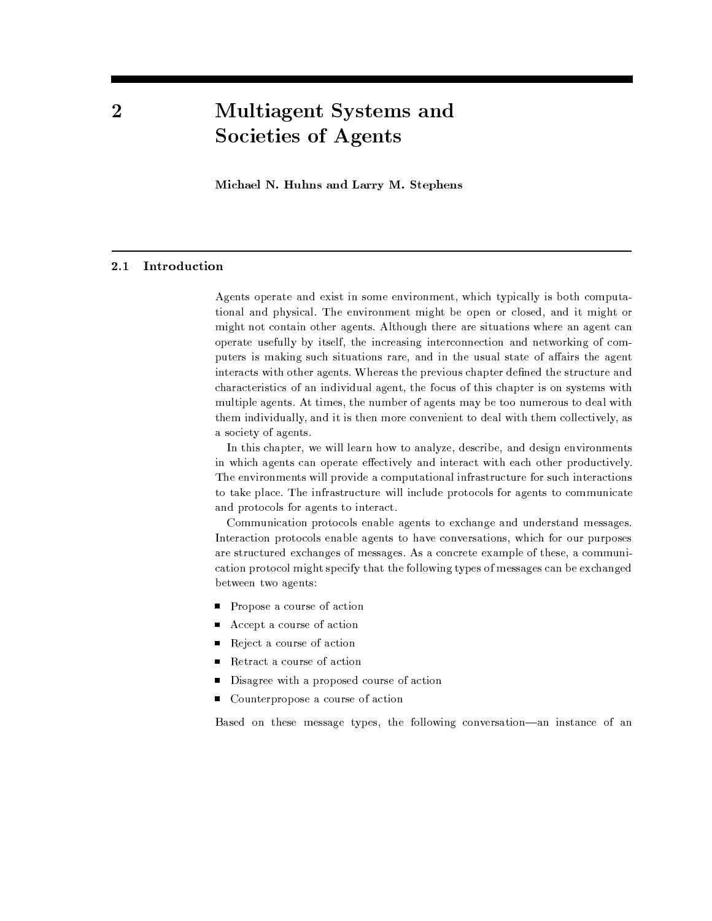# 2 Multiagent Systems and Societies of Agents

**Michael N. Huhns and Larry M. Stephens**

## 2.1 Introduction

Agents operate and exist in some environment, which typically is both computational and physical. The environment might be open or closed, and it might or might not contain other agents. Although there are situations where an agent can operate usefully by itself, the increasing interconnection and networking of computers is making such situations rare, and in the usual state of affairs the agent interacts with other agents. Whereas the previous chapter defined the structure and characteristics of an individual agent, the focus of this chapter is on systems with multiple agents. At times, the number of agents may be too numerous to deal with them individually, and it is then more convenient to deal with them collectively, as a society of agents.

In this chapter, we will learn how to analyze, describe, and design environments in which agents can operate effectively and interact with each other productively. The environments will provide a computational infrastructure for such interactions to take place. The infrastructure will include protocols for agents to communicate and protocols for agents to interact.

Communication protocols enable agents to exchange and understand messages. Interaction protocols enable agents to have conversations, which for our purposes are structured exchanges of messages. As a concrete example of these, a communication protocol might specify that the following types of messages can be exchanged between two agents:

- Propose a course of action
- Accept a course of action
- Reject a course of action
- Retract a course of action
- Disagree with a proposed course of action
- Counterpropose a course of action

Based on these message types, the following conversation—an instance of an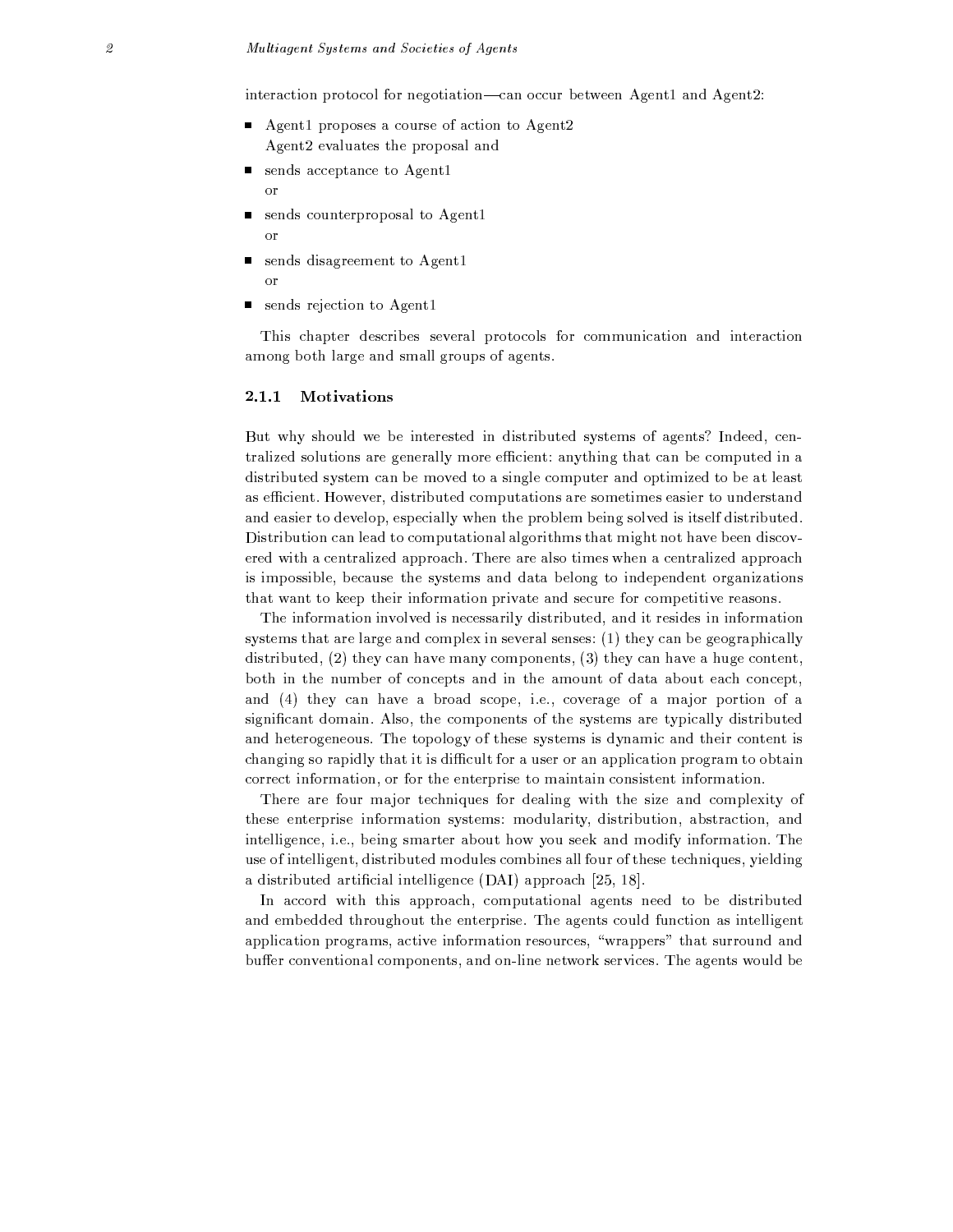interaction protocol for negotiation—can occur between Agent1 and Agent2:

- Agent1 proposes a course of action to Agent2
  Agent2 evaluates the proposal and
- sends acceptance to Agent1
  or
- sends counterproposal to Agent1
  or
- sends disagreement to Agent1
  or
- sends rejection to Agent1

This chapter describes several protocols for communication and interaction among both large and small groups of agents.

### 2.1.1 Motivations

But why should we be interested in distributed systems of agents? Indeed, centralized solutions are generally more efficient: anything that can be computed in a distributed system can be moved to a single computer and optimized to be at least as efficient. However, distributed computations are sometimes easier to understand and easier to develop, especially when the problem being solved is itself distributed. Distribution can lead to computational algorithms that might not have been discovered with a centralized approach. There are also times when a centralized approach is impossible, because the systems and data belong to independent organizations that want to keep their information private and secure for competitive reasons.

The information involved is necessarily distributed, and it resides in information systems that are large and complex in several senses: (1) they can be geographically distributed, (2) they can have many components, (3) they can have a huge content, both in the number of concepts and in the amount of data about each concept, and (4) they can have a broad scope, i.e., coverage of a major portion of a significant domain. Also, the components of the systems are typically distributed and heterogeneous. The topology of these systems is dynamic and their content is changing so rapidly that it is difficult for a user or an application program to obtain correct information, or for the enterprise to maintain consistent information.

There are four major techniques for dealing with the size and complexity of these enterprise information systems: modularity, distribution, abstraction, and intelligence, i.e., being smarter about how you seek and modify information. The use of intelligent, distributed modules combines all four of these techniques, yielding a distributed artificial intelligence (DAI) approach [25, 18].

In accord with this approach, computational agents need to be distributed and embedded throughout the enterprise. The agents could function as intelligent application programs, active information resources, "wrappers" that surround and buffer conventional components, and on-line network services. The agents would be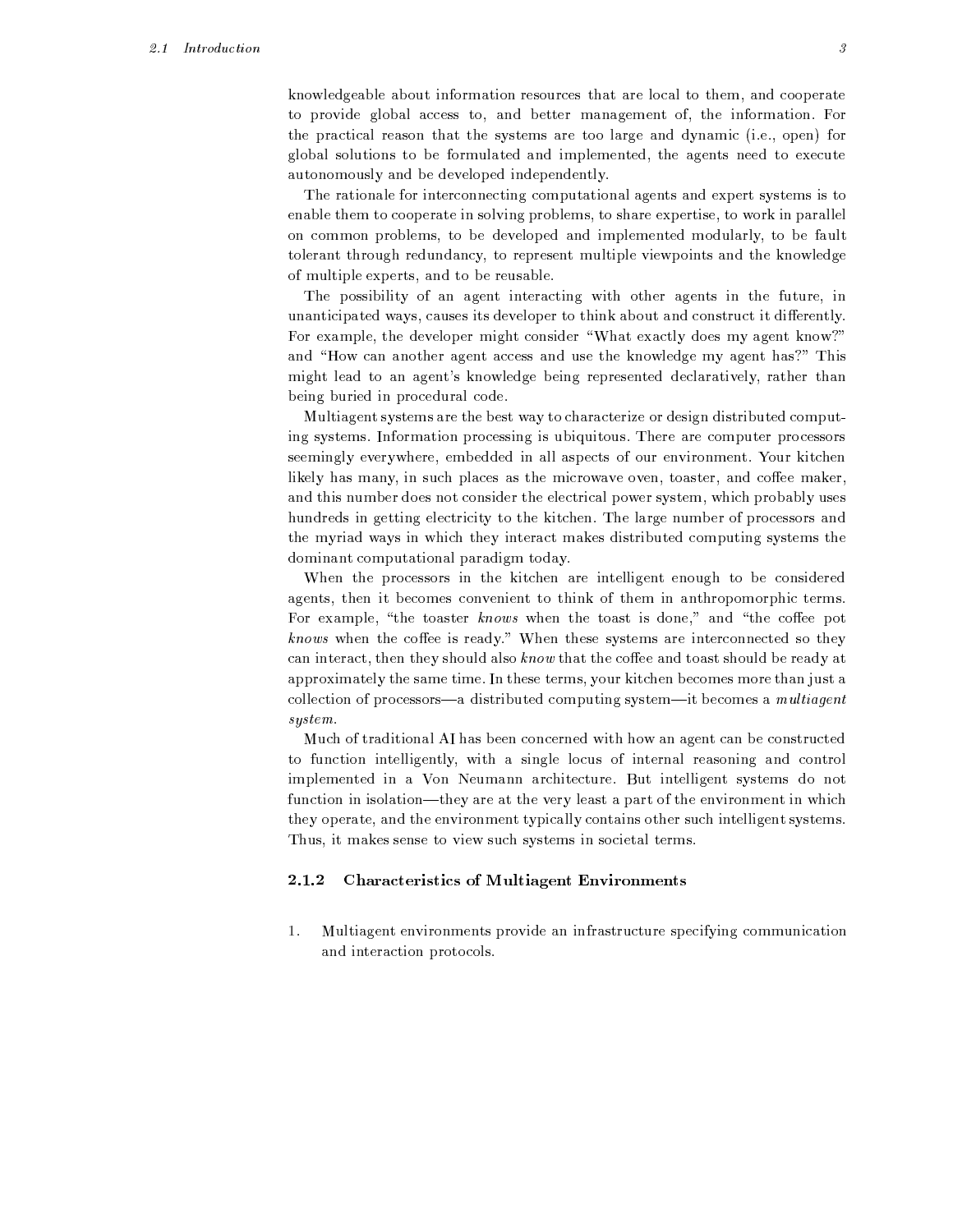knowledgeable about information resources that are local to them, and cooperate to provide global access to, and better management of, the information. For the practical reason that the systems are too large and dynamic (i.e., open) for global solutions to be formulated and implemented, the agents need to execute autonomously and be developed independently.

The rationale for interconnecting computational agents and expert systems is to enable them to cooperate in solving problems, to share expertise, to work in parallel on common problems, to be developed and implemented modularly, to be fault tolerant through redundancy, to represent multiple viewpoints and the knowledge of multiple experts, and to be reusable.

The possibility of an agent interacting with other agents in the future, in unanticipated ways, causes its developer to think about and construct it differently. For example, the developer might consider "What exactly does my agent know?" and "How can another agent access and use the knowledge my agent has?" This might lead to an agent's knowledge being represented declaratively, rather than being buried in procedural code.

Multiagent systems are the best way to characterize or design distributed computing systems. Information processing is ubiquitous. There are computer processors seemingly everywhere, embedded in all aspects of our environment. Your kitchen likely has many, in such places as the microwave oven, toaster, and coffee maker, and this number does not consider the electrical power system, which probably uses hundreds in getting electricity to the kitchen. The large number of processors and the myriad ways in which they interact makes distributed computing systems the dominant computational paradigm today.

When the processors in the kitchen are intelligent enough to be considered agents, then it becomes convenient to think of them in anthropomorphic terms. For example, "the toaster *knows* when the toast is done," and "the coffee pot *knows* when the coffee is ready." When these systems are interconnected so they can interact, then they should also *know* that the coffee and toast should be ready at approximately the same time. In these terms, your kitchen becomes more than just a collection of processors—a distributed computing system—it becomes a *multiagent system*.

Much of traditional AI has been concerned with how an agent can be constructed to function intelligently, with a single locus of internal reasoning and control implemented in a Von Neumann architecture. But intelligent systems do not function in isolation—they are at the very least a part of the environment in which they operate, and the environment typically contains other such intelligent systems. Thus, it makes sense to view such systems in societal terms.

### 2.1.2 Characteristics of Multiagent Environments

1. Multiagent environments provide an infrastructure specifying communication and interaction protocols.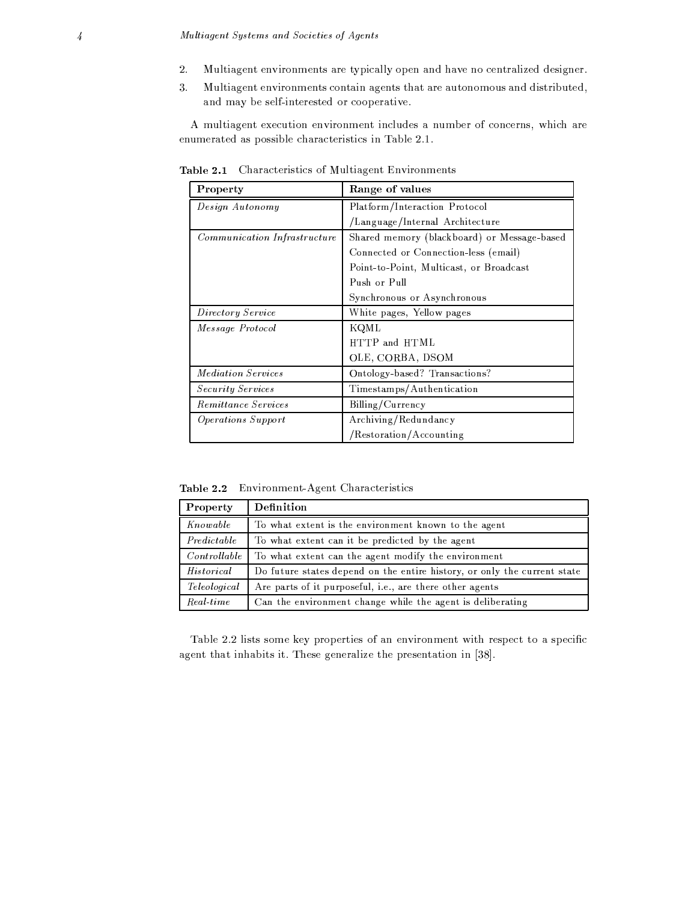2. Multiagent environments are typically open and have no centralized designer.
3. Multiagent environments contain agents that are autonomous and distributed, and may be self-interested or cooperative.

A multiagent execution environment includes a number of concerns, which are enumerated as possible characteristics in Table 2.1.

**Table 2.1** Characteristics of Multiagent Environments

| Property | Range of values |
|---|---|
| *Design Autonomy* | Platform/Interaction Protocol /Language/Internal Architecture |
| *Communication Infrastructure* | Shared memory (blackboard) or Message-based<br>Connected or Connection-less (email)<br>Point-to-Point, Multicast, or Broadcast<br>Push or Pull<br>Synchronous or Asynchronous |
| *Directory Service* | White pages, Yellow pages |
| *Message Protocol* | KQML<br>HTTP and HTML<br>OLE, CORBA, DSOM |
| *Mediation Services* | Ontology-based? Transactions? |
| *Security Services* | Timestamps/Authentication |
| *Remittance Services* | Billing/Currency |
| *Operations Support* | Archiving/Redundancy /Restoration/Accounting |

**Table 2.2** Environment-Agent Characteristics

| Property | Definition |
|---|---|
| *Knowable* | To what extent is the environment known to the agent |
| *Predictable* | To what extent can it be predicted by the agent |
| *Controllable* | To what extent can the agent modify the environment |
| *Historical* | Do future states depend on the entire history, or only the current state |
| *Teleological* | Are parts of it purposeful, i.e., are there other agents |
| *Real-time* | Can the environment change while the agent is deliberating |

Table 2.2 lists some key properties of an environment with respect to a specific agent that inhabits it. These generalize the presentation in [38].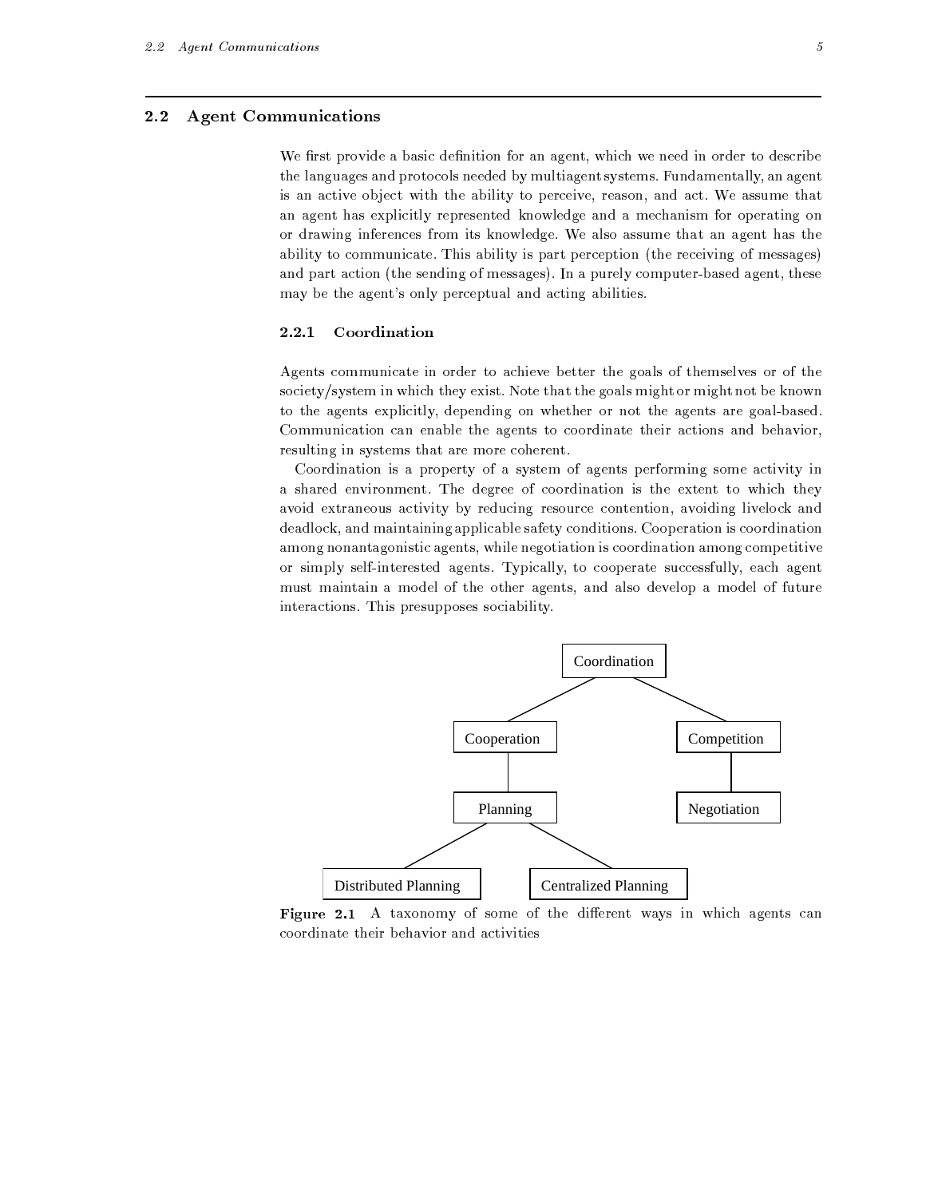## 2.2 Agent Communications

We first provide a basic definition for an agent, which we need in order to describe the languages and protocols needed by multiagent systems. Fundamentally, an agent is an active object with the ability to perceive, reason, and act. We assume that an agent has explicitly represented knowledge and a mechanism for operating on or drawing inferences from its knowledge. We also assume that an agent has the ability to communicate. This ability is part perception (the receiving of messages) and part action (the sending of messages). In a purely computer-based agent, these may be the agent's only perceptual and acting abilities.

### 2.2.1 Coordination

Agents communicate in order to achieve better the goals of themselves or of the society/system in which they exist. Note that the goals might or might not be known to the agents explicitly, depending on whether or not the agents are goal-based. Communication can enable the agents to coordinate their actions and behavior, resulting in systems that are more coherent.

Coordination is a property of a system of agents performing some activity in a shared environment. The degree of coordination is the extent to which they avoid extraneous activity by reducing resource contention, avoiding livelock and deadlock, and maintaining applicable safety conditions. Cooperation is coordination among nonantagonistic agents, while negotiation is coordination among competitive or simply self-interested agents. Typically, to cooperate successfully, each agent must maintain a model of the other agents, and also develop a model of future interactions. This presupposes sociability.

```
                    Coordination
                   /            \
          Cooperation          Competition
               |                    |
           Planning            Negotiation
           /        \
Distributed Planning  Centralized Planning
```

**Figure 2.1** A taxonomy of some of the different ways in which agents can coordinate their behavior and activities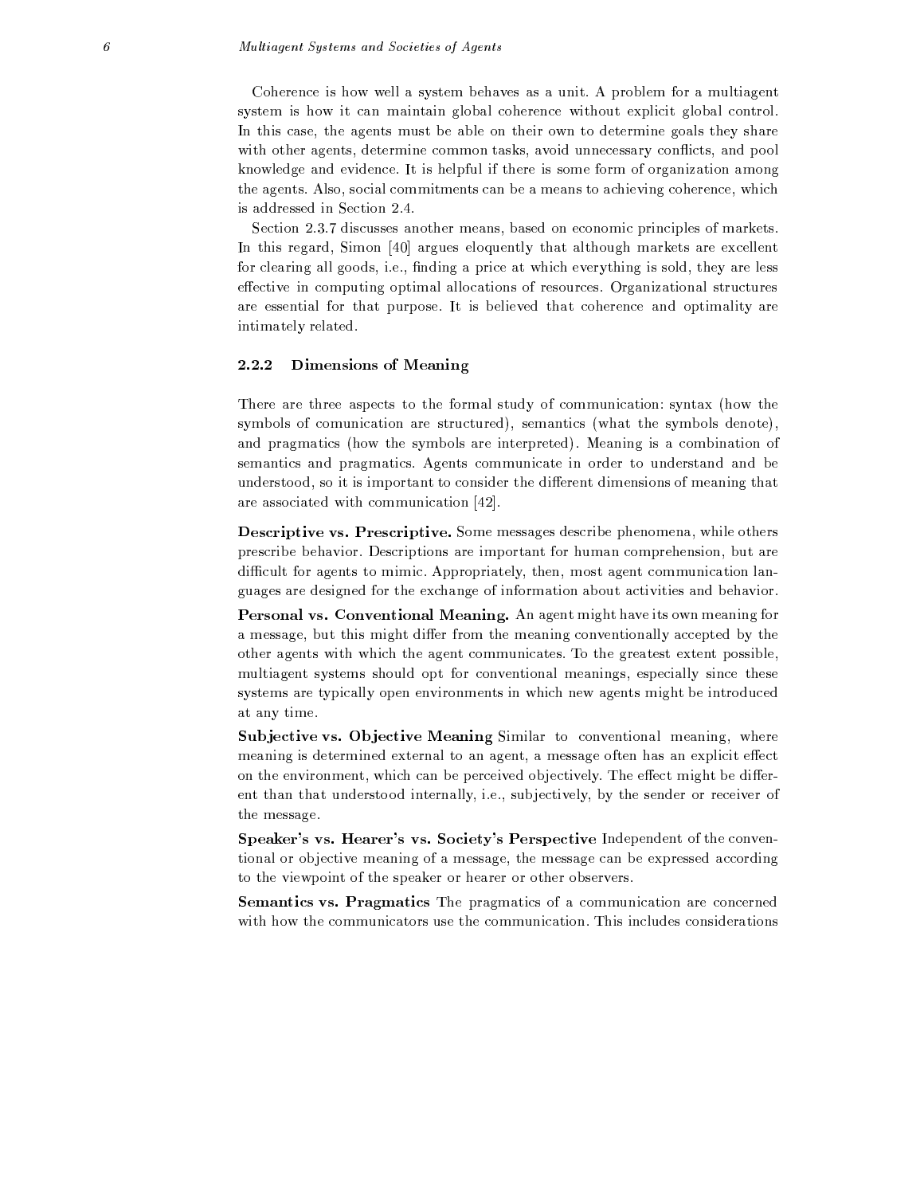Coherence is how well a system behaves as a unit. A problem for a multiagent system is how it can maintain global coherence without explicit global control. In this case, the agents must be able on their own to determine goals they share with other agents, determine common tasks, avoid unnecessary conflicts, and pool knowledge and evidence. It is helpful if there is some form of organization among the agents. Also, social commitments can be a means to achieving coherence, which is addressed in Section 2.4.

Section 2.3.7 discusses another means, based on economic principles of markets. In this regard, Simon [40] argues eloquently that although markets are excellent for clearing all goods, i.e., finding a price at which everything is sold, they are less effective in computing optimal allocations of resources. Organizational structures are essential for that purpose. It is believed that coherence and optimality are intimately related.

### 2.2.2 Dimensions of Meaning

There are three aspects to the formal study of communication: syntax (how the symbols of comunication are structured), semantics (what the symbols denote), and pragmatics (how the symbols are interpreted). Meaning is a combination of semantics and pragmatics. Agents communicate in order to understand and be understood, so it is important to consider the different dimensions of meaning that are associated with communication [42].

**Descriptive vs. Prescriptive.** Some messages describe phenomena, while others prescribe behavior. Descriptions are important for human comprehension, but are difficult for agents to mimic. Appropriately, then, most agent communication languages are designed for the exchange of information about activities and behavior.

**Personal vs. Conventional Meaning.** An agent might have its own meaning for a message, but this might differ from the meaning conventionally accepted by the other agents with which the agent communicates. To the greatest extent possible, multiagent systems should opt for conventional meanings, especially since these systems are typically open environments in which new agents might be introduced at any time.

**Subjective vs. Objective Meaning** Similar to conventional meaning, where meaning is determined external to an agent, a message often has an explicit effect on the environment, which can be perceived objectively. The effect might be different than that understood internally, i.e., subjectively, by the sender or receiver of the message.

**Speaker's vs. Hearer's vs. Society's Perspective** Independent of the conventional or objective meaning of a message, the message can be expressed according to the viewpoint of the speaker or hearer or other observers.

**Semantics vs. Pragmatics** The pragmatics of a communication are concerned with how the communicators use the communication. This includes considerations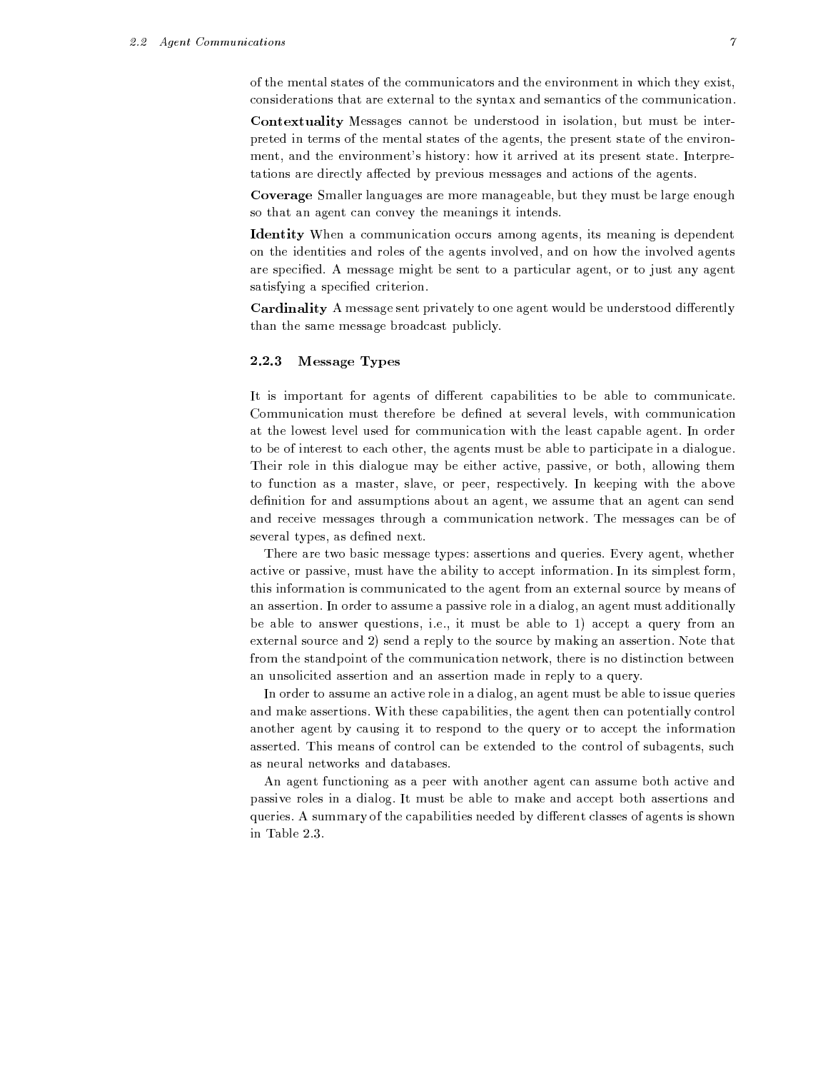of the mental states of the communicators and the environment in which they exist, considerations that are external to the syntax and semantics of the communication.

**Contextuality** Messages cannot be understood in isolation, but must be interpreted in terms of the mental states of the agents, the present state of the environment, and the environment's history: how it arrived at its present state. Interpretations are directly affected by previous messages and actions of the agents.

**Coverage** Smaller languages are more manageable, but they must be large enough so that an agent can convey the meanings it intends.

**Identity** When a communication occurs among agents, its meaning is dependent on the identities and roles of the agents involved, and on how the involved agents are specified. A message might be sent to a particular agent, or to just any agent satisfying a specified criterion.

**Cardinality** A message sent privately to one agent would be understood differently than the same message broadcast publicly.

### 2.2.3 Message Types

It is important for agents of different capabilities to be able to communicate. Communication must therefore be defined at several levels, with communication at the lowest level used for communication with the least capable agent. In order to be of interest to each other, the agents must be able to participate in a dialogue. Their role in this dialogue may be either active, passive, or both, allowing them to function as a master, slave, or peer, respectively. In keeping with the above definition for and assumptions about an agent, we assume that an agent can send and receive messages through a communication network. The messages can be of several types, as defined next.

There are two basic message types: assertions and queries. Every agent, whether active or passive, must have the ability to accept information. In its simplest form, this information is communicated to the agent from an external source by means of an assertion. In order to assume a passive role in a dialog, an agent must additionally be able to answer questions, i.e., it must be able to 1) accept a query from an external source and 2) send a reply to the source by making an assertion. Note that from the standpoint of the communication network, there is no distinction between an unsolicited assertion and an assertion made in reply to a query.

In order to assume an active role in a dialog, an agent must be able to issue queries and make assertions. With these capabilities, the agent then can potentially control another agent by causing it to respond to the query or to accept the information asserted. This means of control can be extended to the control of subagents, such as neural networks and databases.

An agent functioning as a peer with another agent can assume both active and passive roles in a dialog. It must be able to make and accept both assertions and queries. A summary of the capabilities needed by different classes of agents is shown in Table 2.3.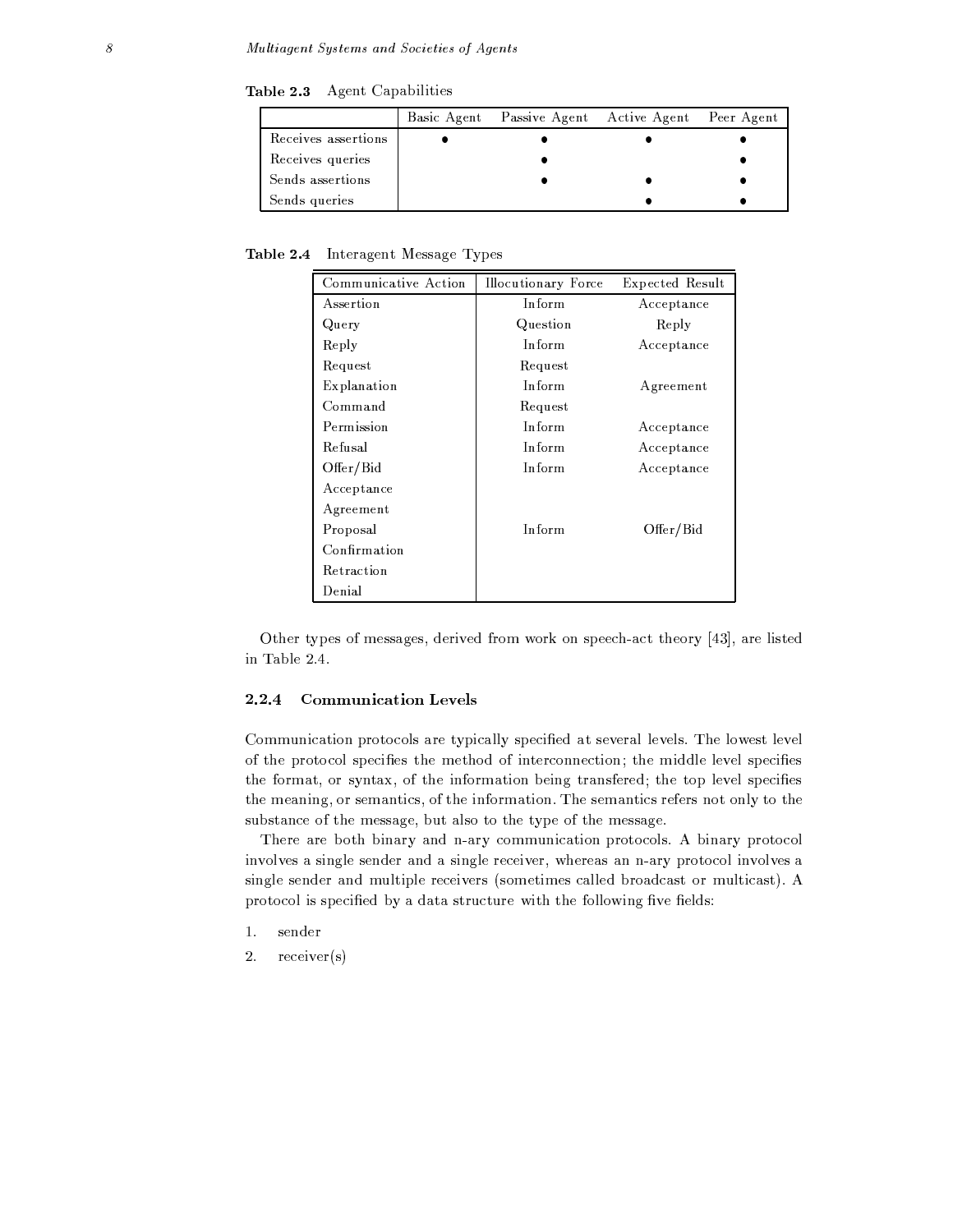**Table 2.3** Agent Capabilities

| | Basic Agent | Passive Agent | Active Agent | Peer Agent |
|---|---|---|---|---|
| Receives assertions | • | • | • | • |
| Receives queries | | • | | • |
| Sends assertions | | • | • | • |
| Sends queries | | | • | • |

**Table 2.4** Interagent Message Types

| Communicative Action | Illocutionary Force | Expected Result |
|---|---|---|
| Assertion | Inform | Acceptance |
| Query | Question | Reply |
| Reply | Inform | Acceptance |
| Request | Request | |
| Explanation | Inform | Agreement |
| Command | Request | |
| Permission | Inform | Acceptance |
| Refusal | Inform | Acceptance |
| Offer/Bid | Inform | Acceptance |
| Acceptance | | |
| Agreement | | |
| Proposal | Inform | Offer/Bid |
| Confirmation | | |
| Retraction | | |
| Denial | | |

Other types of messages, derived from work on speech-act theory [43], are listed in Table 2.4.

### 2.2.4 Communication Levels

Communication protocols are typically specified at several levels. The lowest level of the protocol specifies the method of interconnection; the middle level specifies the format, or syntax, of the information being transfered; the top level specifies the meaning, or semantics, of the information. The semantics refers not only to the substance of the message, but also to the type of the message.

There are both binary and n-ary communication protocols. A binary protocol involves a single sender and a single receiver, whereas an n-ary protocol involves a single sender and multiple receivers (sometimes called broadcast or multicast). A protocol is specified by a data structure with the following five fields:

1. sender
2. receiver(s)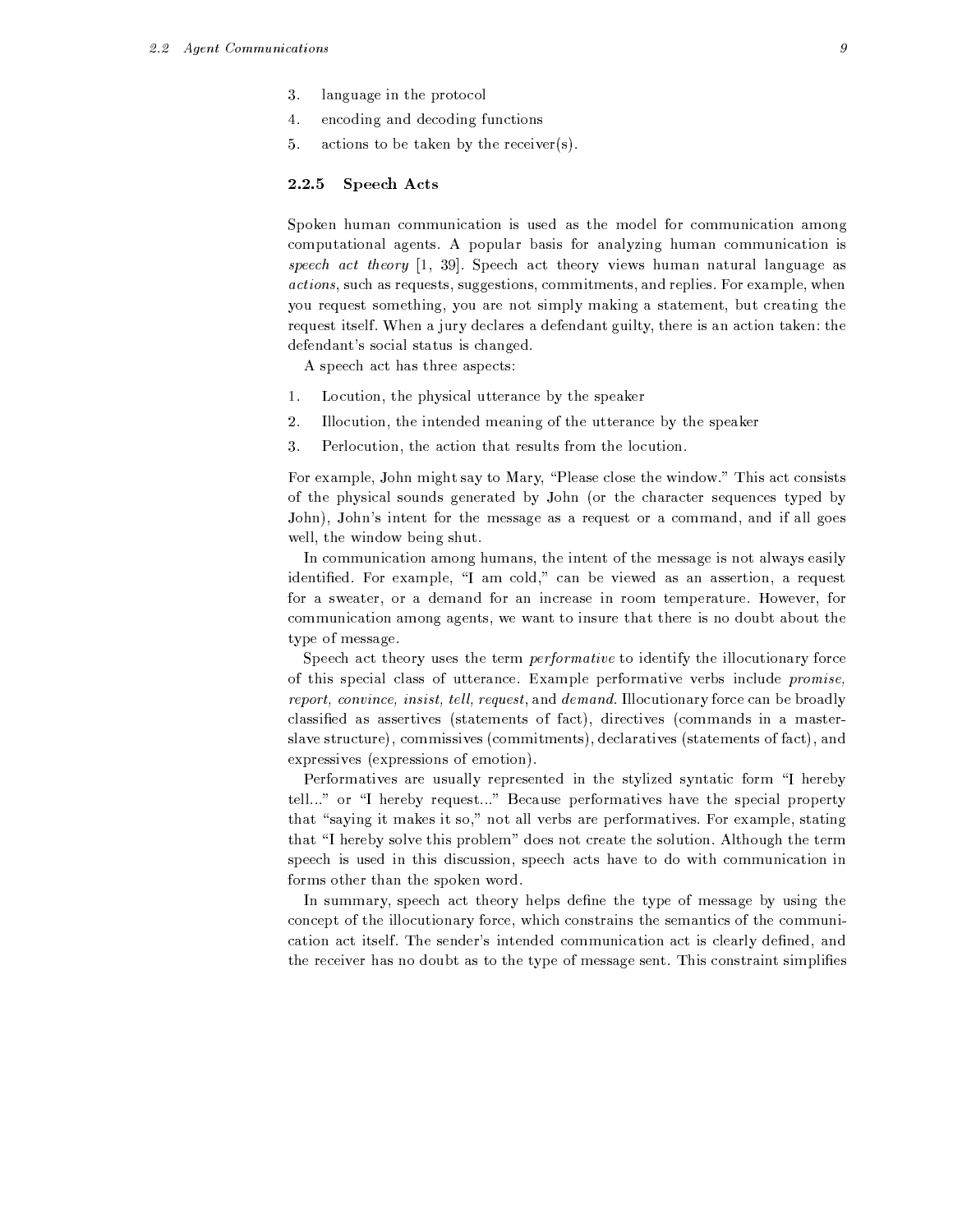3. language in the protocol
4. encoding and decoding functions
5. actions to be taken by the receiver(s).

### 2.2.5 Speech Acts

Spoken human communication is used as the model for communication among computational agents. A popular basis for analyzing human communication is *speech act theory* [1, 39]. Speech act theory views human natural language as *actions*, such as requests, suggestions, commitments, and replies. For example, when you request something, you are not simply making a statement, but creating the request itself. When a jury declares a defendant guilty, there is an action taken: the defendant's social status is changed.

A speech act has three aspects:

1. Locution, the physical utterance by the speaker
2. Illocution, the intended meaning of the utterance by the speaker
3. Perlocution, the action that results from the locution.

For example, John might say to Mary, "Please close the window." This act consists of the physical sounds generated by John (or the character sequences typed by John), John's intent for the message as a request or a command, and if all goes well, the window being shut.

In communication among humans, the intent of the message is not always easily identified. For example, "I am cold," can be viewed as an assertion, a request for a sweater, or a demand for an increase in room temperature. However, for communication among agents, we want to insure that there is no doubt about the type of message.

Speech act theory uses the term *performative* to identify the illocutionary force of this special class of utterance. Example performative verbs include *promise, report, convince, insist, tell, request*, and *demand*. Illocutionary force can be broadly classified as assertives (statements of fact), directives (commands in a master-slave structure), commissives (commitments), declaratives (statements of fact), and expressives (expressions of emotion).

Performatives are usually represented in the stylized syntatic form "I hereby tell..." or "I hereby request..." Because performatives have the special property that "saying it makes it so," not all verbs are performatives. For example, stating that "I hereby solve this problem" does not create the solution. Although the term speech is used in this discussion, speech acts have to do with communication in forms other than the spoken word.

In summary, speech act theory helps define the type of message by using the concept of the illocutionary force, which constrains the semantics of the communication act itself. The sender's intended communication act is clearly defined, and the receiver has no doubt as to the type of message sent. This constraint simplifies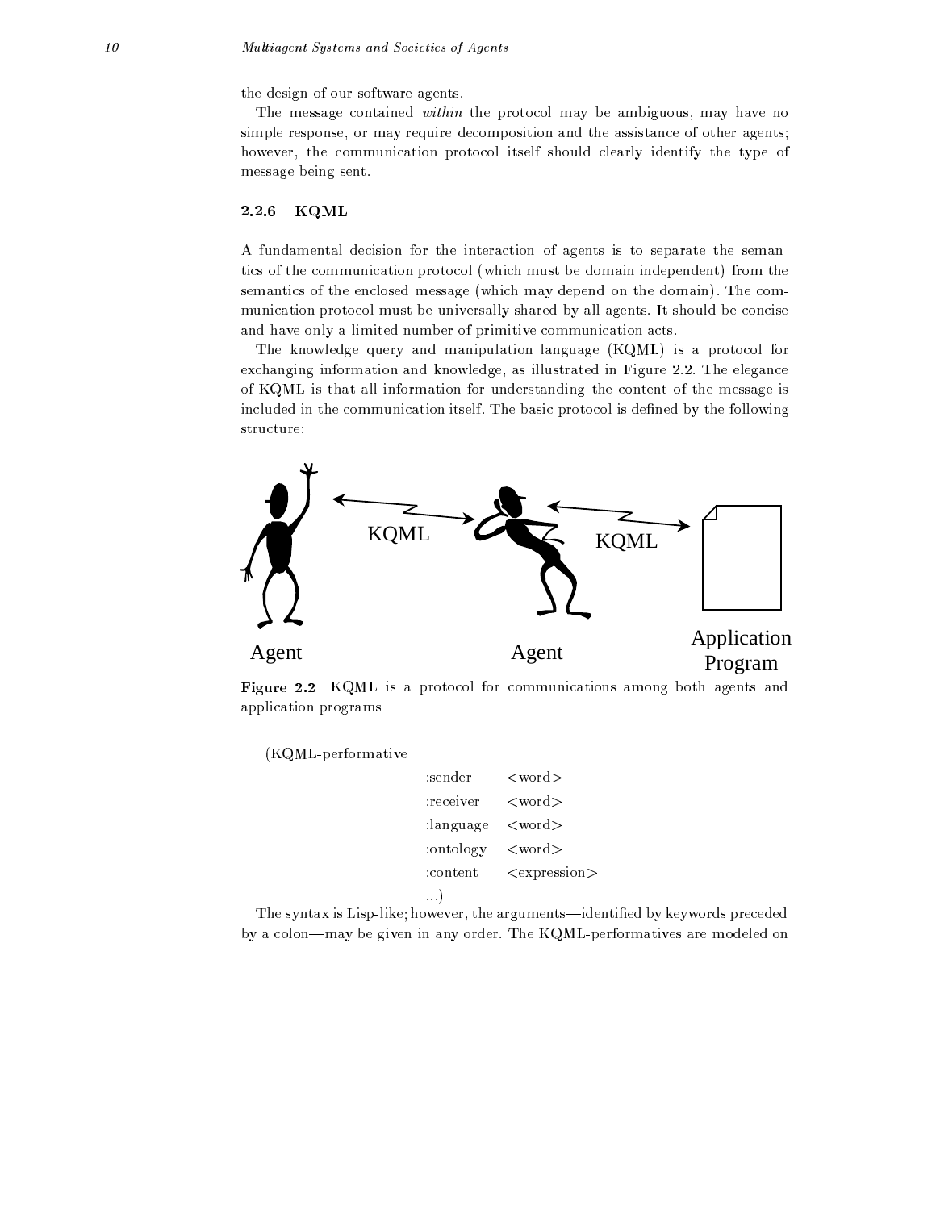the design of our software agents.

The message contained *within* the protocol may be ambiguous, may have no simple response, or may require decomposition and the assistance of other agents; however, the communication protocol itself should clearly identify the type of message being sent.

### 2.2.6 KQML

A fundamental decision for the interaction of agents is to separate the semantics of the communication protocol (which must be domain independent) from the semantics of the enclosed message (which may depend on the domain). The communication protocol must be universally shared by all agents. It should be concise and have only a limited number of primitive communication acts.

The knowledge query and manipulation language (KQML) is a protocol for exchanging information and knowledge, as illustrated in Figure 2.2. The elegance of KQML is that all information for understanding the content of the message is included in the communication itself. The basic protocol is defined by the following structure:

**Figure 2.2** KQML is a protocol for communications among both agents and application programs

```
(KQML-performative
        :sender     <word>
        :receiver   <word>
        :language   <word>
        :ontology   <word>
        :content    <expression>
        ...)
```

The syntax is Lisp-like; however, the arguments—identified by keywords preceded by a colon—may be given in any order. The KQML-performatives are modeled on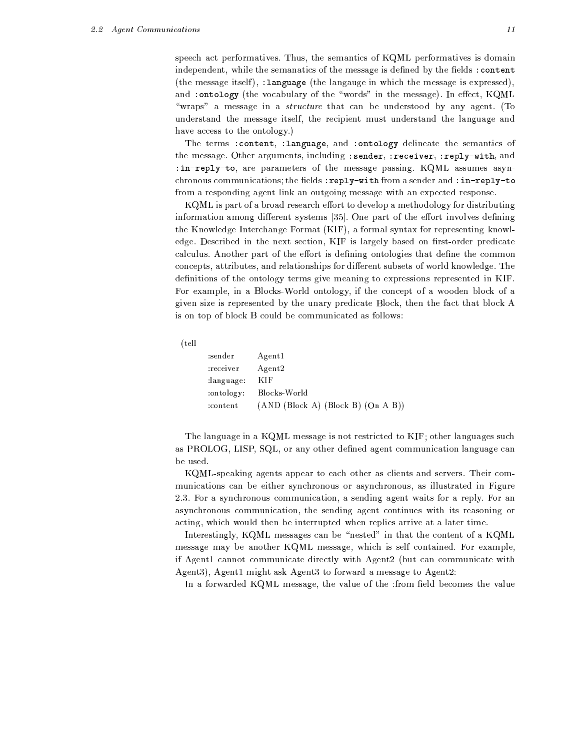speech act performatives. Thus, the semantics of KQML performatives is domain independent, while the semanatics of the message is defined by the fields `:content` (the message itself), `:language` (the langauge in which the message is expressed), and `:ontology` (the vocabulary of the "words" in the message). In effect, KQML "wraps" a message in a *structure* that can be understood by any agent. (To understand the message itself, the recipient must understand the language and have access to the ontology.)

The terms `:content`, `:language`, and `:ontology` delineate the semantics of the message. Other arguments, including `:sender`, `:receiver`, `:reply-with`, and `:in-reply-to`, are parameters of the message passing. KQML assumes asynchronous communications; the fields `:reply-with` from a sender and `:in-reply-to` from a responding agent link an outgoing message with an expected response.

KQML is part of a broad research effort to develop a methodology for distributing information among different systems [35]. One part of the effort involves defining the Knowledge Interchange Format (KIF), a formal syntax for representing knowledge. Described in the next section, KIF is largely based on first-order predicate calculus. Another part of the effort is defining ontologies that define the common concepts, attributes, and relationships for different subsets of world knowledge. The definitions of the ontology terms give meaning to expressions represented in KIF. For example, in a Blocks-World ontology, if the concept of a wooden block of a given size is represented by the unary predicate Block, then the fact that block A is on top of block B could be communicated as follows:

```
(tell
      :sender      Agent1
      :receiver    Agent2
      :language:   KIF
      :ontology:   Blocks-World
      :content     (AND (Block A) (Block B) (On A B))
```

The language in a KQML message is not restricted to KIF; other languages such as PROLOG, LISP, SQL, or any other defined agent communication language can be used.

KQML-speaking agents appear to each other as clients and servers. Their communications can be either synchronous or asynchronous, as illustrated in Figure 2.3. For a synchronous communication, a sending agent waits for a reply. For an asynchronous communication, the sending agent continues with its reasoning or acting, which would then be interrupted when replies arrive at a later time.

Interestingly, KQML messages can be "nested" in that the content of a KQML message may be another KQML message, which is self contained. For example, if Agent1 cannot communicate directly with Agent2 (but can communicate with Agent3), Agent1 might ask Agent3 to forward a message to Agent2:

In a forwarded KQML message, the value of the :from field becomes the value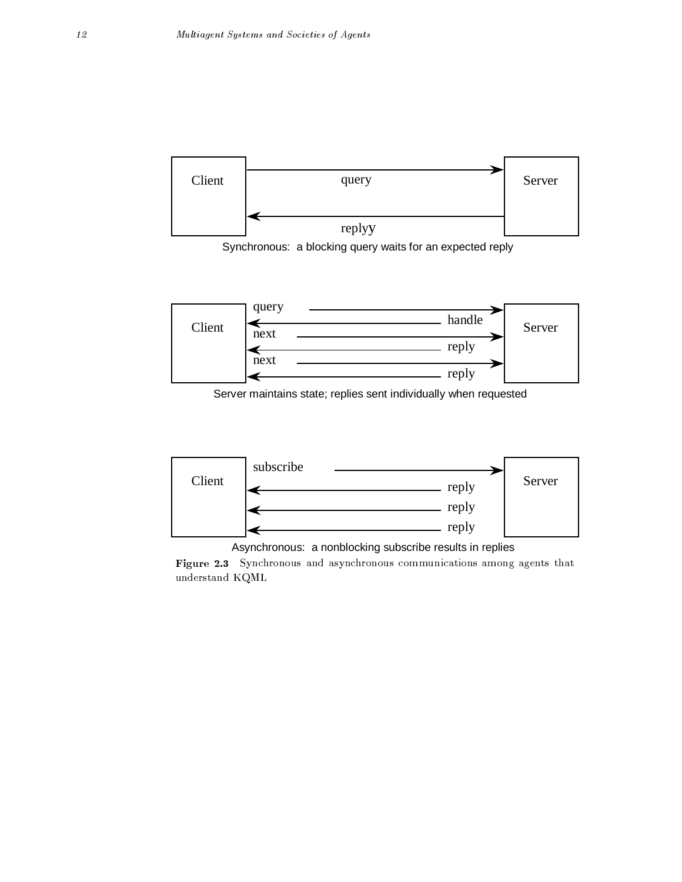Synchronous: a blocking query waits for an expected reply

Server maintains state; replies sent individually when requested

Asynchronous: a nonblocking subscribe results in replies

**Figure 2.3** Synchronous and asynchronous communications among agents that understand KQML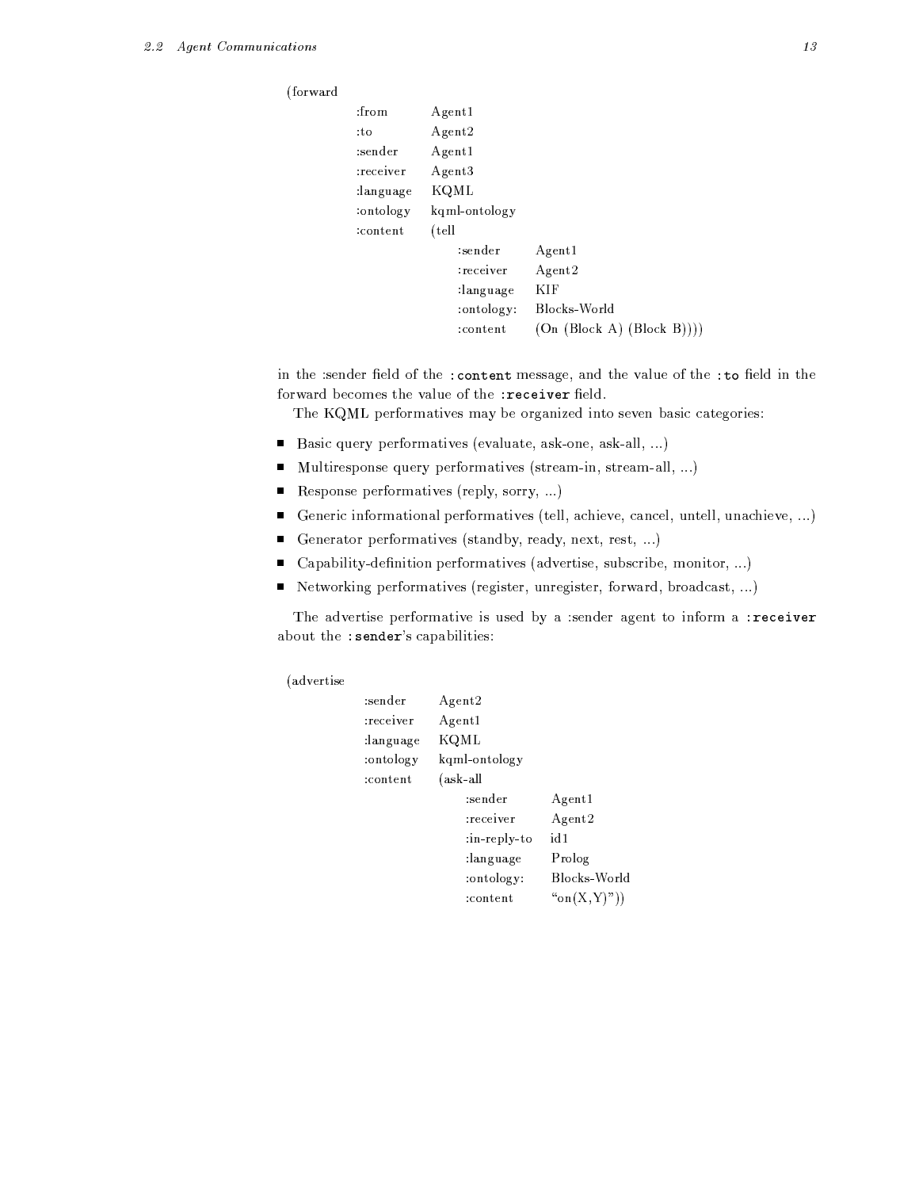```
(forward
        :from       Agent1
        :to         Agent2
        :sender     Agent1
        :receiver   Agent3
        :language   KQML
        :ontology   kqml-ontology
        :content    (tell
                        :sender     Agent1
                        :receiver   Agent2
                        :language   KIF
                        :ontology:  Blocks-World
                        :content    (On (Block A) (Block B))))
```

in the :sender field of the `:content` message, and the value of the `:to` field in the forward becomes the value of the `:receiver` field.

The KQML performatives may be organized into seven basic categories:

- Basic query performatives (evaluate, ask-one, ask-all, ...)
- Multiresponse query performatives (stream-in, stream-all, ...)
- Response performatives (reply, sorry, ...)
- Generic informational performatives (tell, achieve, cancel, untell, unachieve, ...)
- Generator performatives (standby, ready, next, rest, ...)
- Capability-definition performatives (advertise, subscribe, monitor, ...)
- Networking performatives (register, unregister, forward, broadcast, ...)

The advertise performative is used by a :sender agent to inform a `:receiver` about the `:sender`'s capabilities:

```
(advertise
        :sender     Agent2
        :receiver   Agent1
        :language   KQML
        :ontology   kqml-ontology
        :content    (ask-all
                        :sender       Agent1
                        :receiver     Agent2
                        :in-reply-to  id1
                        :language     Prolog
                        :ontology:    Blocks-World
                        :content      "on(X,Y)"))
```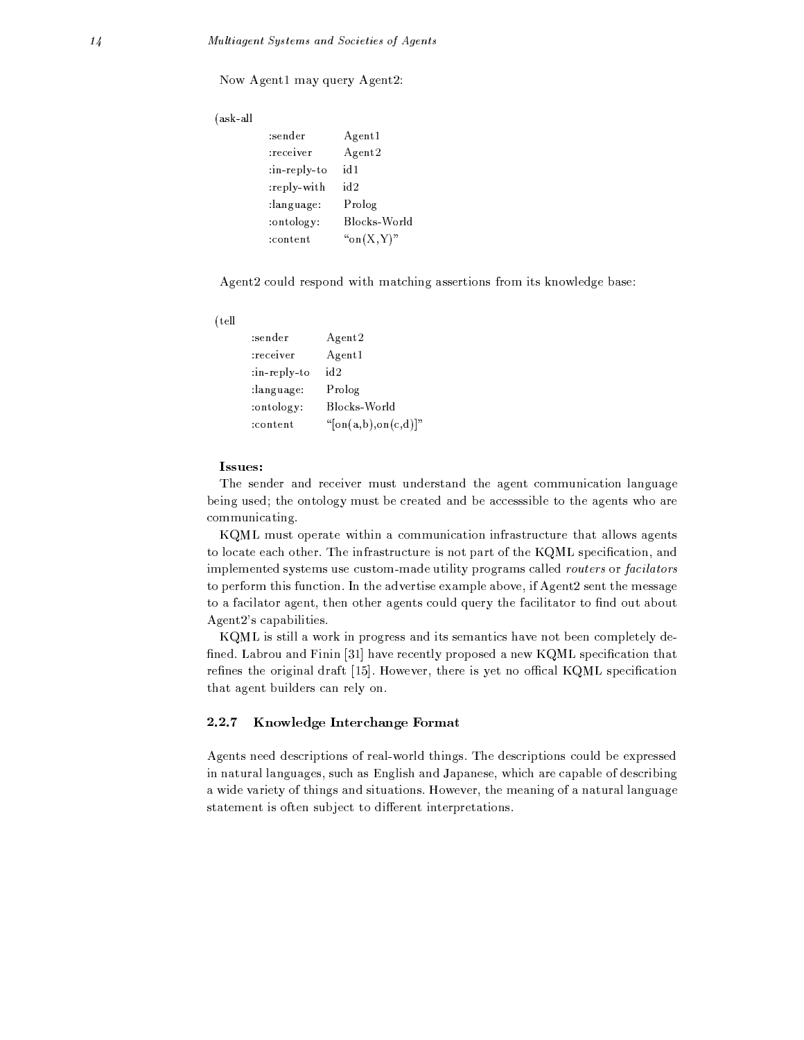Now Agent1 may query Agent2:

```
(ask-all
        :sender         Agent1
        :receiver       Agent2
        :in-reply-to    id1
        :reply-with     id2
        :language:      Prolog
        :ontology:      Blocks-World
        :content        "on(X,Y)"
```

Agent2 could respond with matching assertions from its knowledge base:

```
(tell
        :sender         Agent2
        :receiver       Agent1
        :in-reply-to    id2
        :language:      Prolog
        :ontology:      Blocks-World
        :content        "[on(a,b),on(c,d)]"
```

**Issues:**

The sender and receiver must understand the agent communication language being used; the ontology must be created and be accesssible to the agents who are communicating.

KQML must operate within a communication infrastructure that allows agents to locate each other. The infrastructure is not part of the KQML specification, and implemented systems use custom-made utility programs called *routers* or *facilators* to perform this function. In the advertise example above, if Agent2 sent the message to a facilator agent, then other agents could query the facilitator to find out about Agent2's capabilities.

KQML is still a work in progress and its semantics have not been completely defined. Labrou and Finin [31] have recently proposed a new KQML specification that refines the original draft [15]. However, there is yet no offical KQML specification that agent builders can rely on.

### 2.2.7 Knowledge Interchange Format

Agents need descriptions of real-world things. The descriptions could be expressed in natural languages, such as English and Japanese, which are capable of describing a wide variety of things and situations. However, the meaning of a natural language statement is often subject to different interpretations.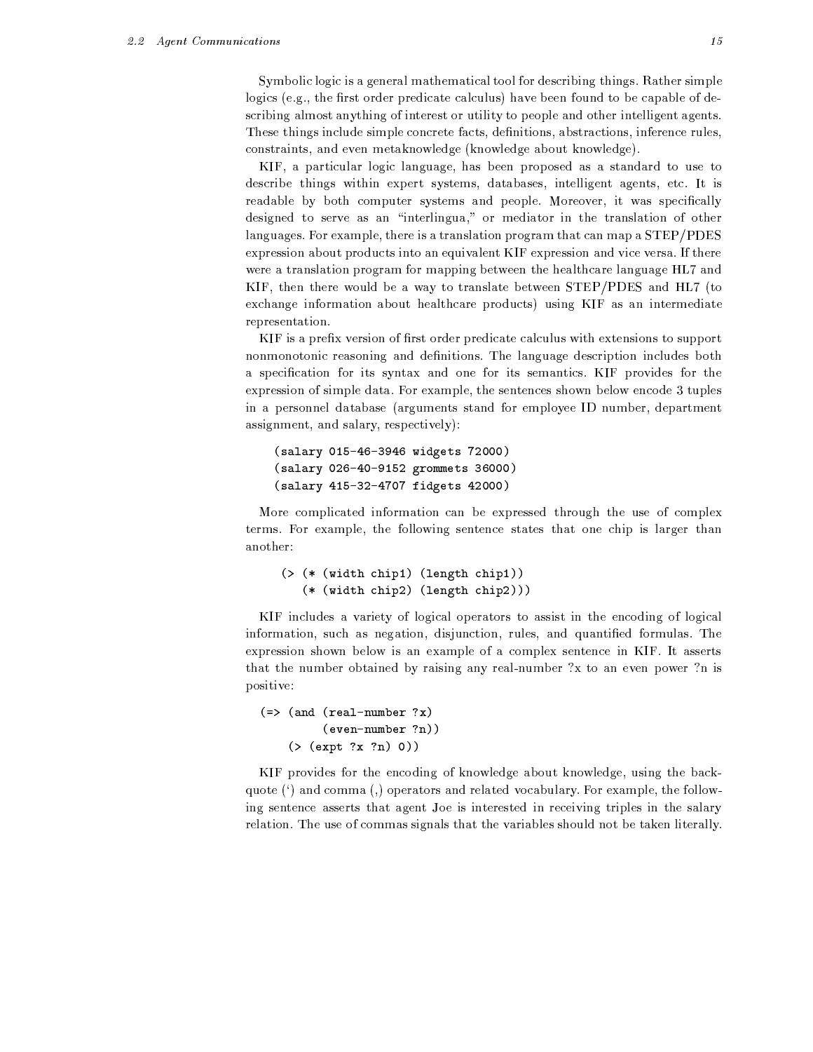Symbolic logic is a general mathematical tool for describing things. Rather simple logics (e.g., the first order predicate calculus) have been found to be capable of describing almost anything of interest or utility to people and other intelligent agents. These things include simple concrete facts, definitions, abstractions, inference rules, constraints, and even metaknowledge (knowledge about knowledge).

KIF, a particular logic language, has been proposed as a standard to use to describe things within expert systems, databases, intelligent agents, etc. It is readable by both computer systems and people. Moreover, it was specifically designed to serve as an "interlingua," or mediator in the translation of other languages. For example, there is a translation program that can map a STEP/PDES expression about products into an equivalent KIF expression and vice versa. If there were a translation program for mapping between the healthcare language HL7 and KIF, then there would be a way to translate between STEP/PDES and HL7 (to exchange information about healthcare products) using KIF as an intermediate representation.

KIF is a prefix version of first order predicate calculus with extensions to support nonmonotonic reasoning and definitions. The language description includes both a specification for its syntax and one for its semantics. KIF provides for the expression of simple data. For example, the sentences shown below encode 3 tuples in a personnel database (arguments stand for employee ID number, department assignment, and salary, respectively):

```
(salary 015-46-3946 widgets 72000)
(salary 026-40-9152 grommets 36000)
(salary 415-32-4707 fidgets 42000)
```

More complicated information can be expressed through the use of complex terms. For example, the following sentence states that one chip is larger than another:

```
(> (* (width chip1) (length chip1))
   (* (width chip2) (length chip2)))
```

KIF includes a variety of logical operators to assist in the encoding of logical information, such as negation, disjunction, rules, and quantified formulas. The expression shown below is an example of a complex sentence in KIF. It asserts that the number obtained by raising any real-number ?x to an even power ?n is positive:

```
(=> (and (real-number ?x)
         (even-number ?n))
    (> (expt ?x ?n) 0))
```

KIF provides for the encoding of knowledge about knowledge, using the backquote (') and comma (,) operators and related vocabulary. For example, the following sentence asserts that agent Joe is interested in receiving triples in the salary relation. The use of commas signals that the variables should not be taken literally.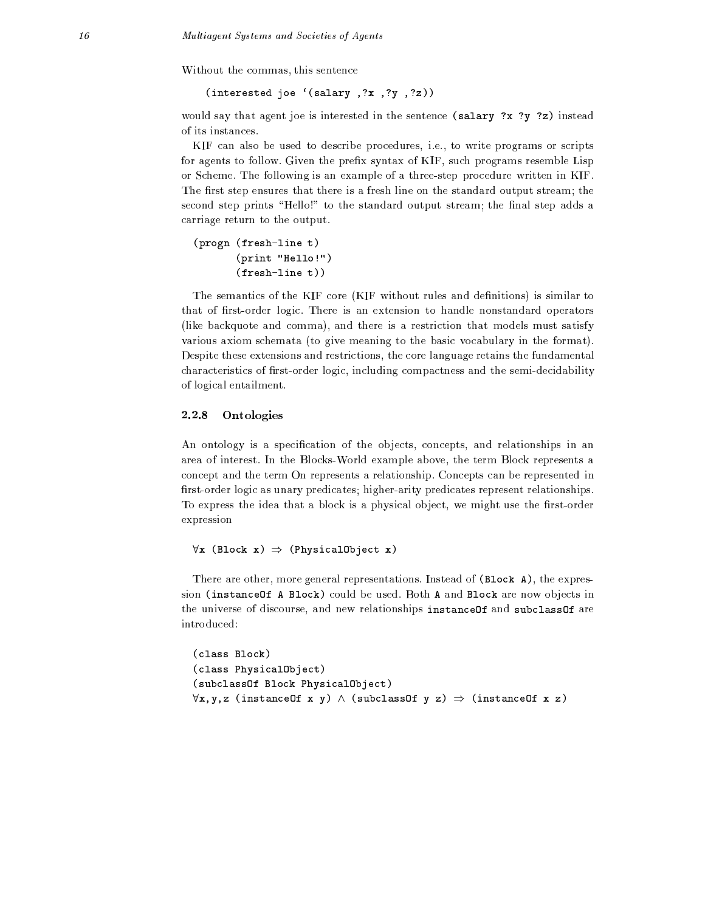Without the commas, this sentence

```
(interested joe '(salary ,?x ,?y ,?z))
```

would say that agent joe is interested in the sentence **(salary ?x ?y ?z)** instead of its instances.

KIF can also be used to describe procedures, i.e., to write programs or scripts for agents to follow. Given the prefix syntax of KIF, such programs resemble Lisp or Scheme. The following is an example of a three-step procedure written in KIF. The first step ensures that there is a fresh line on the standard output stream; the second step prints "Hello!" to the standard output stream; the final step adds a carriage return to the output.

```
(progn (fresh-line t)
       (print "Hello!")
       (fresh-line t))
```

The semantics of the KIF core (KIF without rules and definitions) is similar to that of first-order logic. There is an extension to handle nonstandard operators (like backquote and comma), and there is a restriction that models must satisfy various axiom schemata (to give meaning to the basic vocabulary in the format). Despite these extensions and restrictions, the core language retains the fundamental characteristics of first-order logic, including compactness and the semi-decidability of logical entailment.

### 2.2.8 Ontologies

An ontology is a specification of the objects, concepts, and relationships in an area of interest. In the Blocks-World example above, the term Block represents a concept and the term On represents a relationship. Concepts can be represented in first-order logic as unary predicates; higher-arity predicates represent relationships. To express the idea that a block is a physical object, we might use the first-order expression

```
∀x (Block x) ⇒ (PhysicalObject x)
```

There are other, more general representations. Instead of **(Block A)**, the expression **(instanceOf A Block)** could be used. Both **A** and **Block** are now objects in the universe of discourse, and new relationships **instanceOf** and **subclassOf** are introduced:

```
(class Block)
(class PhysicalObject)
(subclassOf Block PhysicalObject)
∀x,y,z (instanceOf x y) ∧ (subclassOf y z) ⇒ (instanceOf x z)
```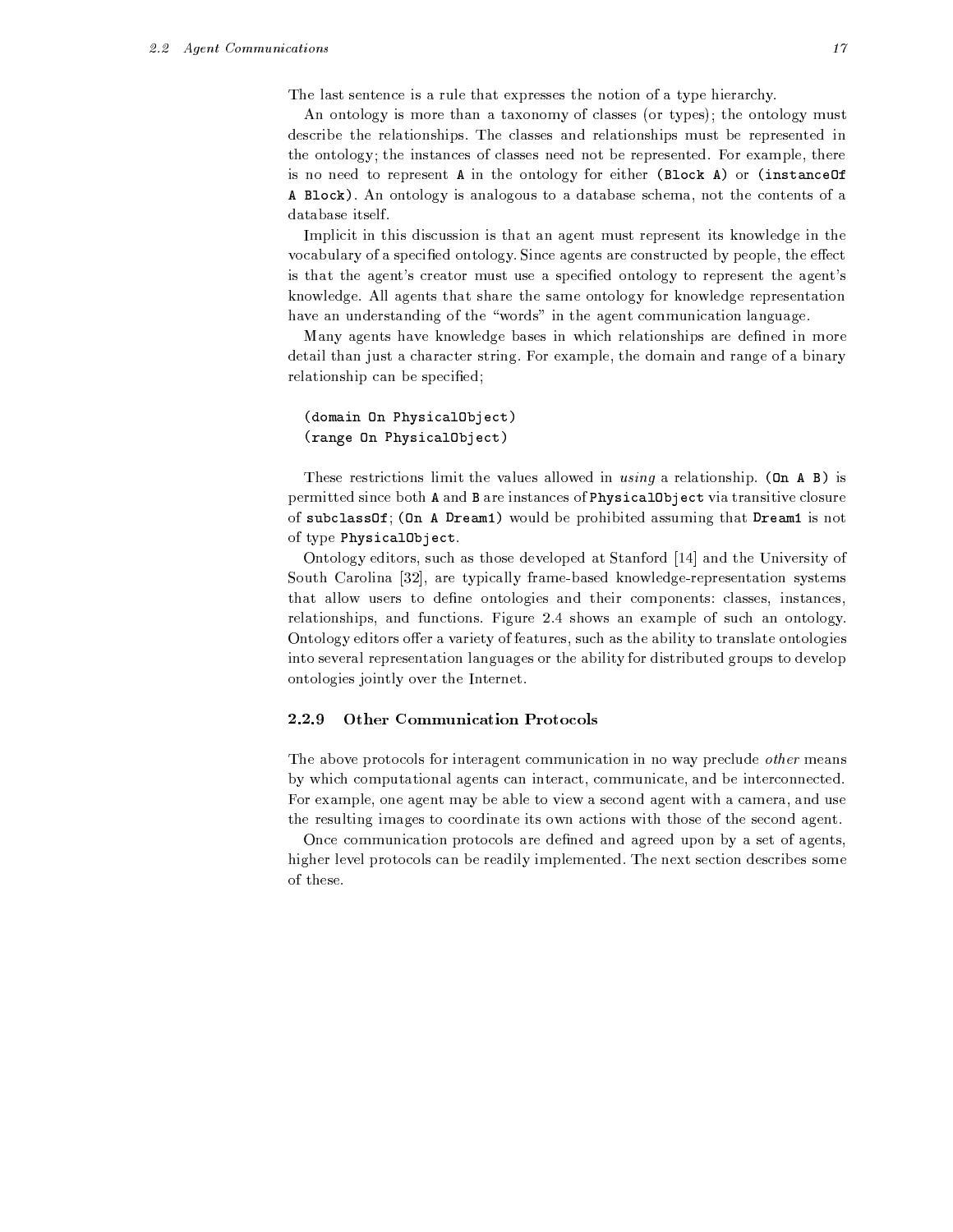The last sentence is a rule that expresses the notion of a type hierarchy.

An ontology is more than a taxonomy of classes (or types); the ontology must describe the relationships. The classes and relationships must be represented in the ontology; the instances of classes need not be represented. For example, there is no need to represent `A` in the ontology for either `(Block A)` or `(instanceOf A Block)`. An ontology is analogous to a database schema, not the contents of a database itself.

Implicit in this discussion is that an agent must represent its knowledge in the vocabulary of a specified ontology. Since agents are constructed by people, the effect is that the agent's creator must use a specified ontology to represent the agent's knowledge. All agents that share the same ontology for knowledge representation have an understanding of the "words" in the agent communication language.

Many agents have knowledge bases in which relationships are defined in more detail than just a character string. For example, the domain and range of a binary relationship can be specified;

```
(domain On PhysicalObject)
(range On PhysicalObject)
```

These restrictions limit the values allowed in *using* a relationship. `(On A B)` is permitted since both `A` and `B` are instances of `PhysicalObject` via transitive closure of `subclassOf`; `(On A Dream1)` would be prohibited assuming that `Dream1` is not of type `PhysicalObject`.

Ontology editors, such as those developed at Stanford [14] and the University of South Carolina [32], are typically frame-based knowledge-representation systems that allow users to define ontologies and their components: classes, instances, relationships, and functions. Figure 2.4 shows an example of such an ontology. Ontology editors offer a variety of features, such as the ability to translate ontologies into several representation languages or the ability for distributed groups to develop ontologies jointly over the Internet.

### 2.2.9 Other Communication Protocols

The above protocols for interagent communication in no way preclude *other* means by which computational agents can interact, communicate, and be interconnected. For example, one agent may be able to view a second agent with a camera, and use the resulting images to coordinate its own actions with those of the second agent.

Once communication protocols are defined and agreed upon by a set of agents, higher level protocols can be readily implemented. The next section describes some of these.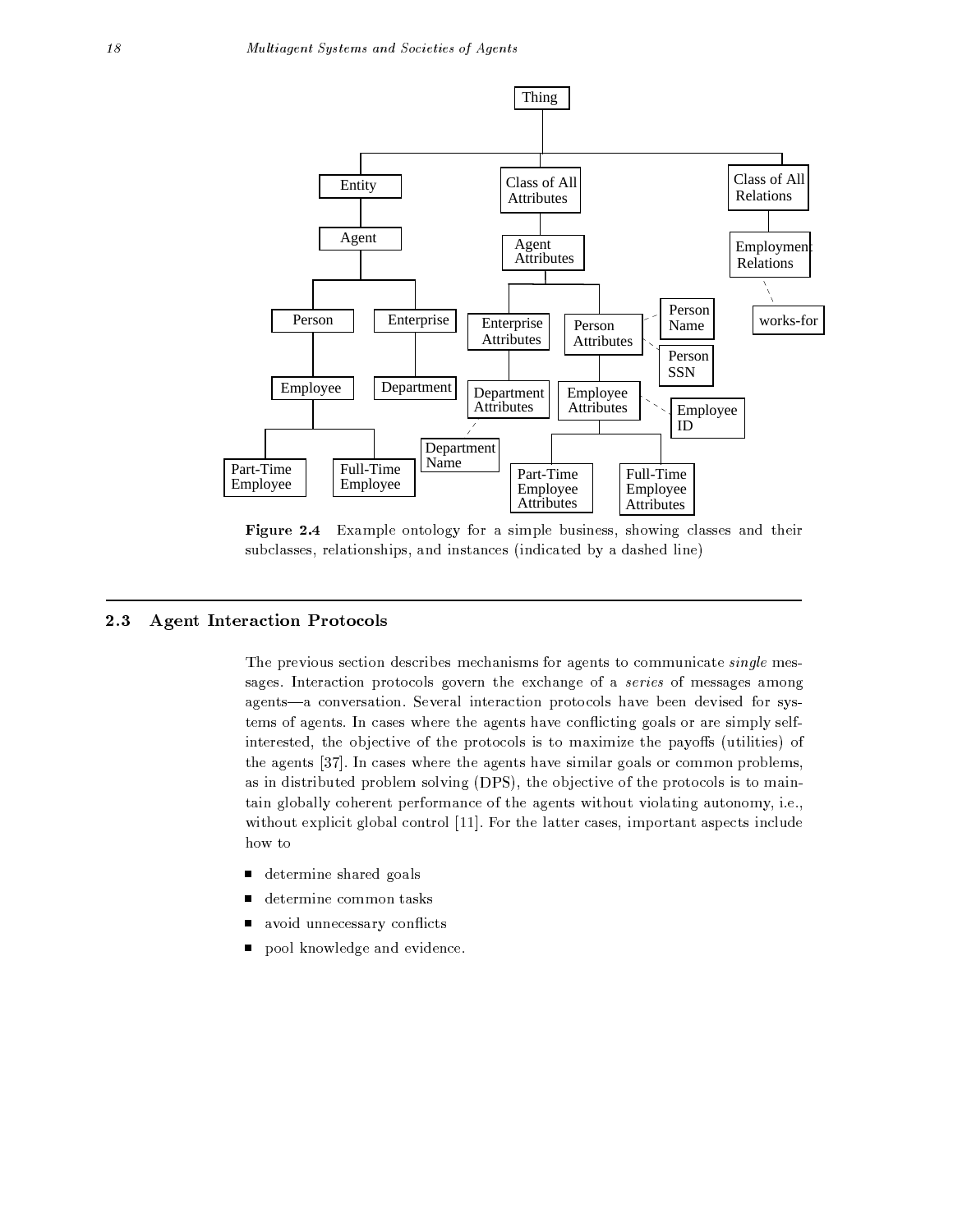Figure 2.4 Example ontology for a simple business, showing classes and their subclasses, relationships, and instances (indicated by a dashed line)

## 2.3 Agent Interaction Protocols

The previous section describes mechanisms for agents to communicate *single* messages. Interaction protocols govern the exchange of a *series* of messages among agents—a conversation. Several interaction protocols have been devised for systems of agents. In cases where the agents have conflicting goals or are simply self-interested, the objective of the protocols is to maximize the payoffs (utilities) of the agents [37]. In cases where the agents have similar goals or common problems, as in distributed problem solving (DPS), the objective of the protocols is to maintain globally coherent performance of the agents without violating autonomy, i.e., without explicit global control [11]. For the latter cases, important aspects include how to

- determine shared goals
- determine common tasks
- avoid unnecessary conflicts
- pool knowledge and evidence.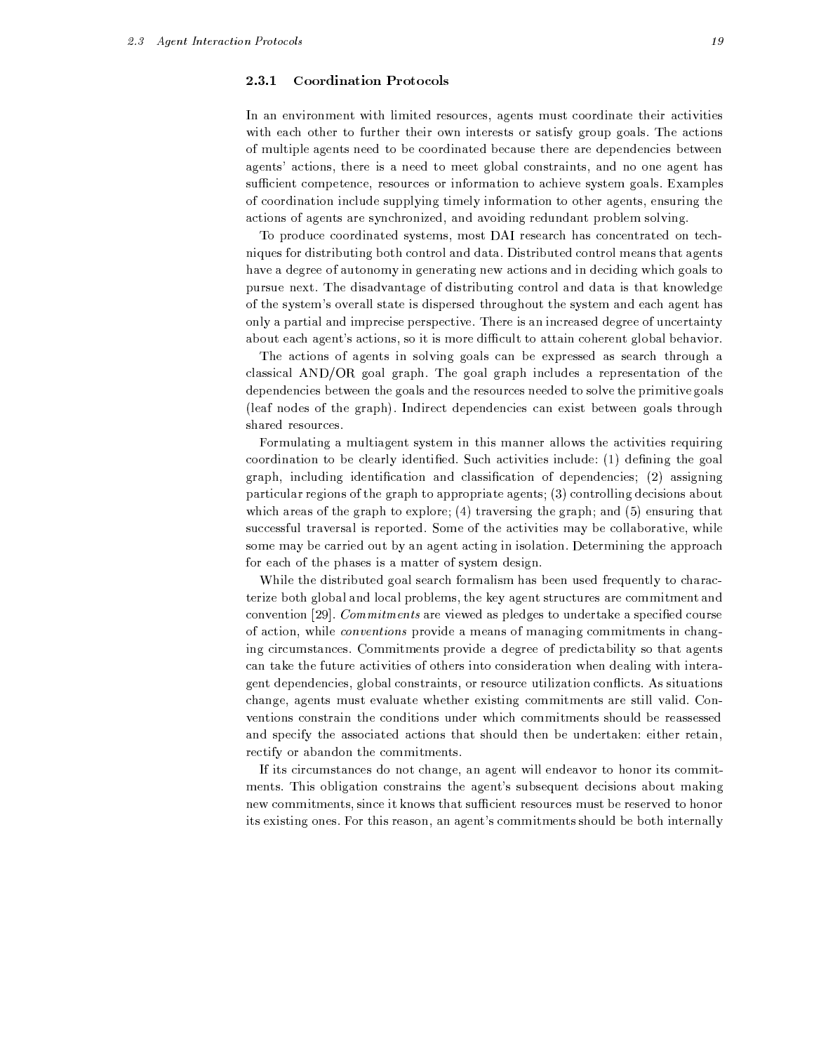### 2.3.1 Coordination Protocols

In an environment with limited resources, agents must coordinate their activities with each other to further their own interests or satisfy group goals. The actions of multiple agents need to be coordinated because there are dependencies between agents' actions, there is a need to meet global constraints, and no one agent has sufficient competence, resources or information to achieve system goals. Examples of coordination include supplying timely information to other agents, ensuring the actions of agents are synchronized, and avoiding redundant problem solving.

To produce coordinated systems, most DAI research has concentrated on techniques for distributing both control and data. Distributed control means that agents have a degree of autonomy in generating new actions and in deciding which goals to pursue next. The disadvantage of distributing control and data is that knowledge of the system's overall state is dispersed throughout the system and each agent has only a partial and imprecise perspective. There is an increased degree of uncertainty about each agent's actions, so it is more difficult to attain coherent global behavior.

The actions of agents in solving goals can be expressed as search through a classical AND/OR goal graph. The goal graph includes a representation of the dependencies between the goals and the resources needed to solve the primitive goals (leaf nodes of the graph). Indirect dependencies can exist between goals through shared resources.

Formulating a multiagent system in this manner allows the activities requiring coordination to be clearly identified. Such activities include: (1) defining the goal graph, including identification and classification of dependencies; (2) assigning particular regions of the graph to appropriate agents; (3) controlling decisions about which areas of the graph to explore; (4) traversing the graph; and (5) ensuring that successful traversal is reported. Some of the activities may be collaborative, while some may be carried out by an agent acting in isolation. Determining the approach for each of the phases is a matter of system design.

While the distributed goal search formalism has been used frequently to characterize both global and local problems, the key agent structures are commitment and convention [29]. *Commitments* are viewed as pledges to undertake a specified course of action, while *conventions* provide a means of managing commitments in changing circumstances. Commitments provide a degree of predictability so that agents can take the future activities of others into consideration when dealing with interagent dependencies, global constraints, or resource utilization conflicts. As situations change, agents must evaluate whether existing commitments are still valid. Conventions constrain the conditions under which commitments should be reassessed and specify the associated actions that should then be undertaken: either retain, rectify or abandon the commitments.

If its circumstances do not change, an agent will endeavor to honor its commitments. This obligation constrains the agent's subsequent decisions about making new commitments, since it knows that sufficient resources must be reserved to honor its existing ones. For this reason, an agent's commitments should be both internally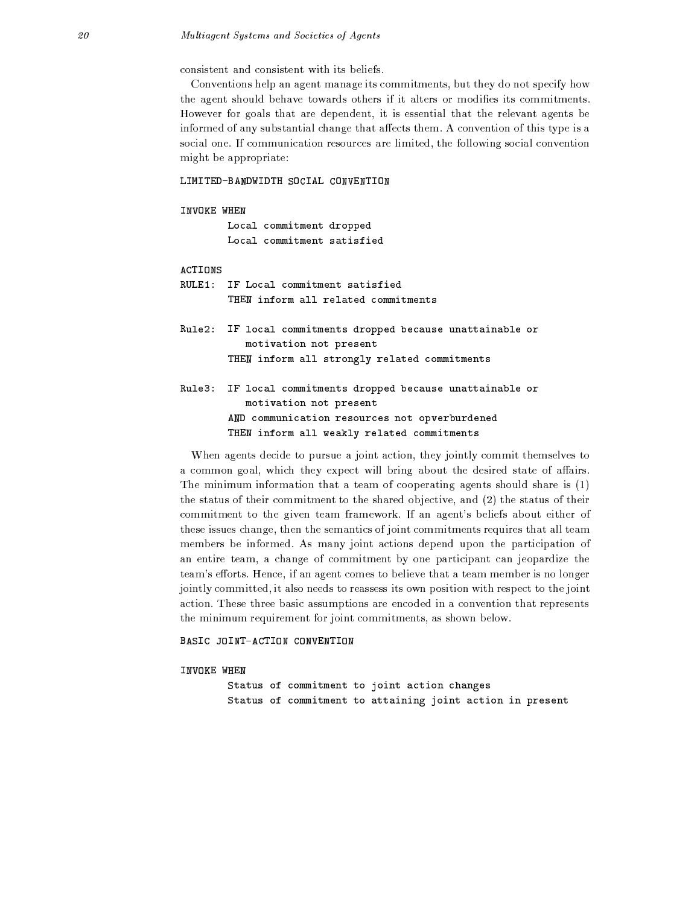consistent and consistent with its beliefs.

Conventions help an agent manage its commitments, but they do not specify how the agent should behave towards others if it alters or modifies its commitments. However for goals that are dependent, it is essential that the relevant agents be informed of any substantial change that affects them. A convention of this type is a social one. If communication resources are limited, the following social convention might be appropriate:

```
LIMITED-BANDWIDTH SOCIAL CONVENTION

INVOKE WHEN
        Local commitment dropped
        Local commitment satisfied

ACTIONS
RULE1:  IF Local commitment satisfied
        THEN inform all related commitments

Rule2:  IF local commitments dropped because unattainable or
           motivation not present
        THEN inform all strongly related commitments

Rule3:  IF local commitments dropped because unattainable or
           motivation not present
        AND communication resources not opverburdened
        THEN inform all weakly related commitments
```

When agents decide to pursue a joint action, they jointly commit themselves to a common goal, which they expect will bring about the desired state of affairs. The minimum information that a team of cooperating agents should share is (1) the status of their commitment to the shared objective, and (2) the status of their commitment to the given team framework. If an agent's beliefs about either of these issues change, then the semantics of joint commitments requires that all team members be informed. As many joint actions depend upon the participation of an entire team, a change of commitment by one participant can jeopardize the team's efforts. Hence, if an agent comes to believe that a team member is no longer jointly committed, it also needs to reassess its own position with respect to the joint action. These three basic assumptions are encoded in a convention that represents the minimum requirement for joint commitments, as shown below.

```
BASIC JOINT-ACTION CONVENTION

INVOKE WHEN
        Status of commitment to joint action changes
        Status of commitment to attaining joint action in present
```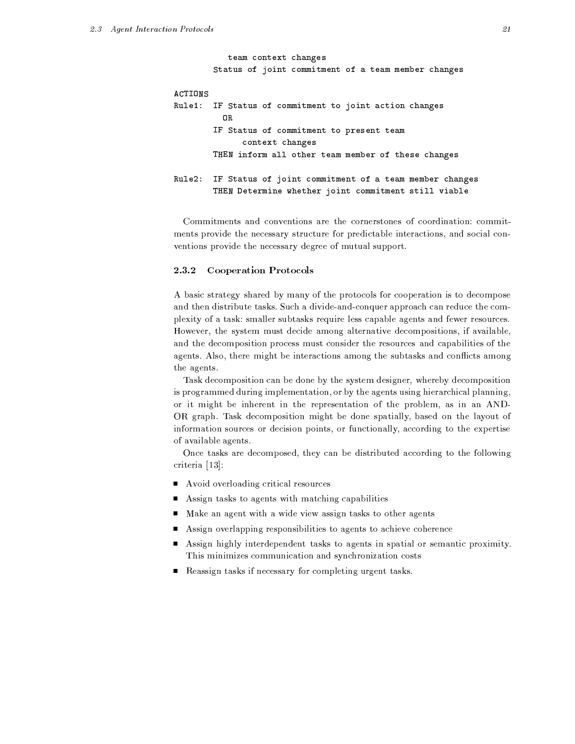```
        team context changes
    Status of joint commitment of a team member changes

ACTIONS
Rule1:  IF Status of commitment to joint action changes
          OR
        IF Status of commitment to present team
             context changes
        THEN inform all other team member of these changes

Rule2:  IF Status of joint commitment of a team member changes
        THEN Determine whether joint commitment still viable
```

Commitments and conventions are the cornerstones of coordination: commitments provide the necessary structure for predictable interactions, and social conventions provide the necessary degree of mutual support.

### 2.3.2 Cooperation Protocols

A basic strategy shared by many of the protocols for cooperation is to decompose and then distribute tasks. Such a divide-and-conquer approach can reduce the complexity of a task: smaller subtasks require less capable agents and fewer resources. However, the system must decide among alternative decompositions, if available, and the decomposition process must consider the resources and capabilities of the agents. Also, there might be interactions among the subtasks and conflicts among the agents.

Task decomposition can be done by the system designer, whereby decomposition is programmed during implementation, or by the agents using hierarchical planning, or it might be inherent in the representation of the problem, as in an AND-OR graph. Task decomposition might be done spatially, based on the layout of information sources or decision points, or functionally, according to the expertise of available agents.

Once tasks are decomposed, they can be distributed according to the following criteria [13]:

- Avoid overloading critical resources
- Assign tasks to agents with matching capabilities
- Make an agent with a wide view assign tasks to other agents
- Assign overlapping responsibilities to agents to achieve coherence
- Assign highly interdependent tasks to agents in spatial or semantic proximity. This minimizes communication and synchronization costs
- Reassign tasks if necessary for completing urgent tasks.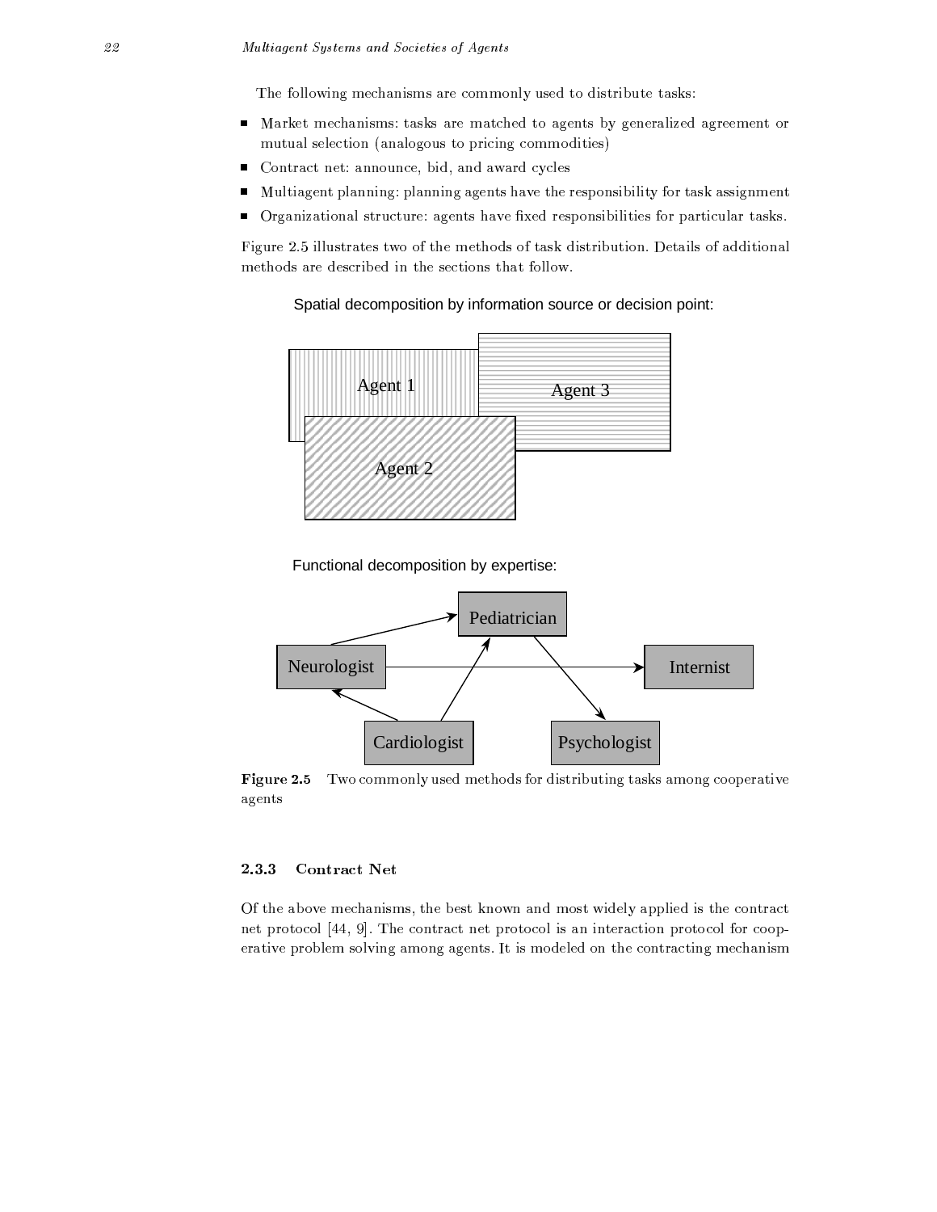The following mechanisms are commonly used to distribute tasks:

- Market mechanisms: tasks are matched to agents by generalized agreement or mutual selection (analogous to pricing commodities)
- Contract net: announce, bid, and award cycles
- Multiagent planning: planning agents have the responsibility for task assignment
- Organizational structure: agents have fixed responsibilities for particular tasks.

Figure 2.5 illustrates two of the methods of task distribution. Details of additional methods are described in the sections that follow.

Spatial decomposition by information source or decision point:

Agent 1

Agent 3

Agent 2

Functional decomposition by expertise:

Pediatrician

Neurologist

Internist

Cardiologist

Psychologist

**Figure 2.5** Two commonly used methods for distributing tasks among cooperative agents

### 2.3.3 Contract Net

Of the above mechanisms, the best known and most widely applied is the contract net protocol [44, 9]. The contract net protocol is an interaction protocol for cooperative problem solving among agents. It is modeled on the contracting mechanism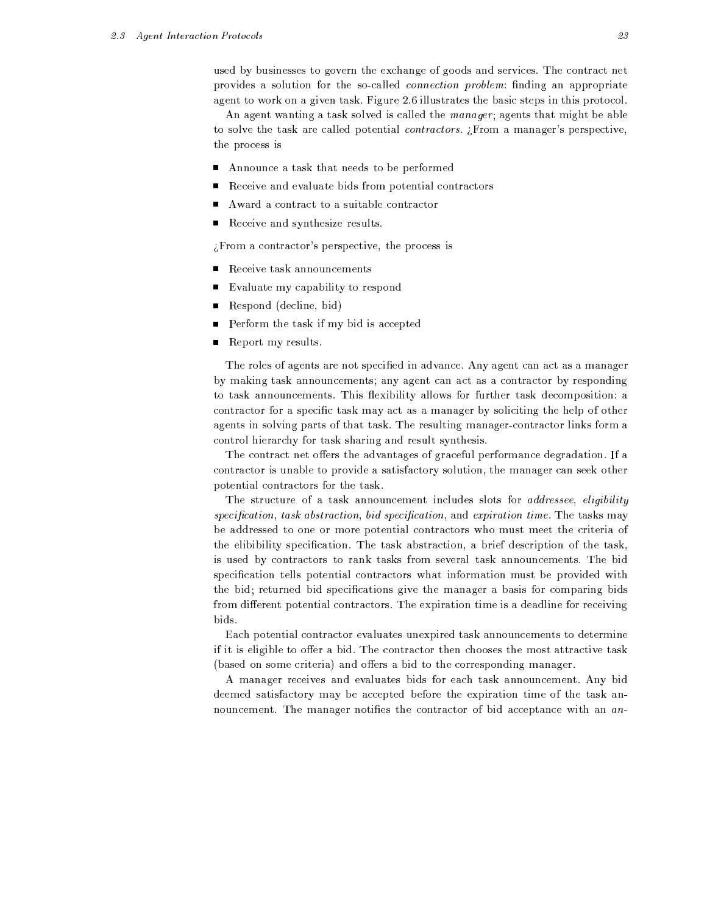used by businesses to govern the exchange of goods and services. The contract net provides a solution for the so-called *connection problem*: finding an appropriate agent to work on a given task. Figure 2.6 illustrates the basic steps in this protocol.

An agent wanting a task solved is called the *manager*; agents that might be able to solve the task are called potential *contractors*. ¿From a manager's perspective, the process is

- Announce a task that needs to be performed
- Receive and evaluate bids from potential contractors
- Award a contract to a suitable contractor
- Receive and synthesize results.

¿From a contractor's perspective, the process is

- Receive task announcements
- Evaluate my capability to respond
- Respond (decline, bid)
- Perform the task if my bid is accepted
- Report my results.

The roles of agents are not specified in advance. Any agent can act as a manager by making task announcements; any agent can act as a contractor by responding to task announcements. This flexibility allows for further task decomposition: a contractor for a specific task may act as a manager by soliciting the help of other agents in solving parts of that task. The resulting manager-contractor links form a control hierarchy for task sharing and result synthesis.

The contract net offers the advantages of graceful performance degradation. If a contractor is unable to provide a satisfactory solution, the manager can seek other potential contractors for the task.

The structure of a task announcement includes slots for *addressee*, *eligibility specification*, *task abstraction*, *bid specification*, and *expiration time*. The tasks may be addressed to one or more potential contractors who must meet the criteria of the elibibility specification. The task abstraction, a brief description of the task, is used by contractors to rank tasks from several task announcements. The bid specification tells potential contractors what information must be provided with the bid; returned bid specifications give the manager a basis for comparing bids from different potential contractors. The expiration time is a deadline for receiving bids.

Each potential contractor evaluates unexpired task announcements to determine if it is eligible to offer a bid. The contractor then chooses the most attractive task (based on some criteria) and offers a bid to the corresponding manager.

A manager receives and evaluates bids for each task announcement. Any bid deemed satisfactory may be accepted before the expiration time of the task announcement. The manager notifies the contractor of bid acceptance with an *an-*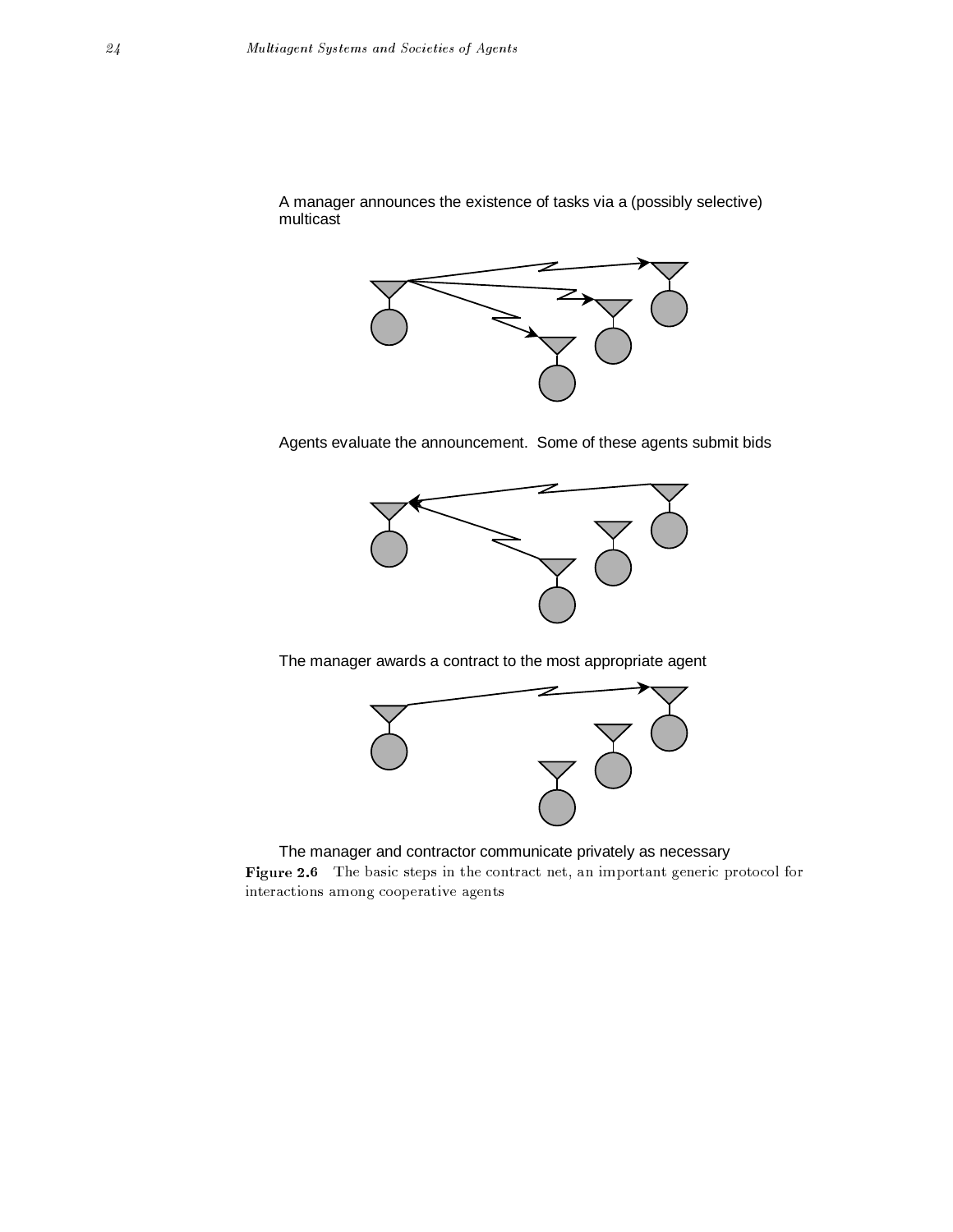A manager announces the existence of tasks via a (possibly selective) multicast

Agents evaluate the announcement. Some of these agents submit bids

The manager awards a contract to the most appropriate agent

The manager and contractor communicate privately as necessary

**Figure 2.6** The basic steps in the contract net, an important generic protocol for interactions among cooperative agents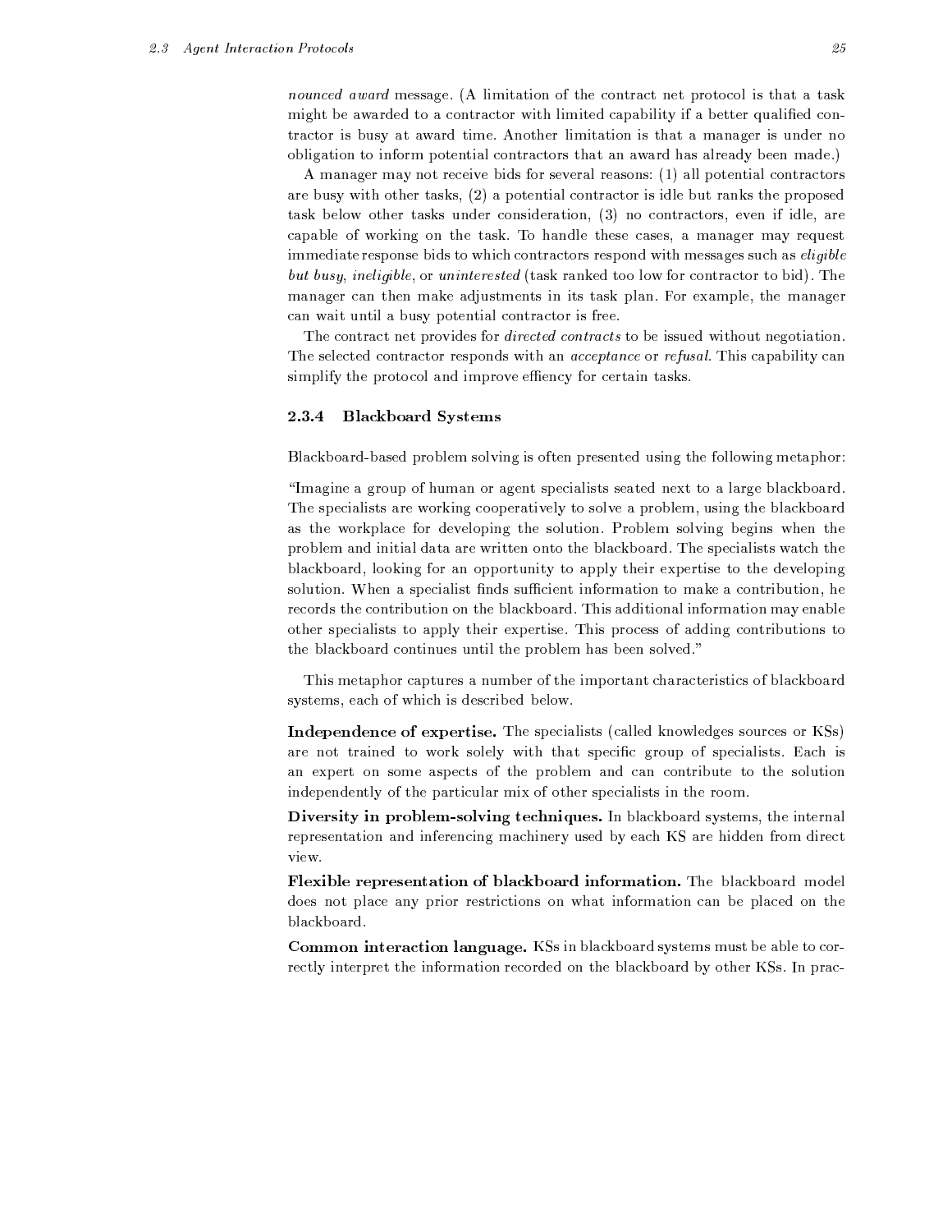*nounced award* message. (A limitation of the contract net protocol is that a task might be awarded to a contractor with limited capability if a better qualified contractor is busy at award time. Another limitation is that a manager is under no obligation to inform potential contractors that an award has already been made.)

A manager may not receive bids for several reasons: (1) all potential contractors are busy with other tasks, (2) a potential contractor is idle but ranks the proposed task below other tasks under consideration, (3) no contractors, even if idle, are capable of working on the task. To handle these cases, a manager may request immediate response bids to which contractors respond with messages such as *eligible but busy*, *ineligible*, or *uninterested* (task ranked too low for contractor to bid). The manager can then make adjustments in its task plan. For example, the manager can wait until a busy potential contractor is free.

The contract net provides for *directed contracts* to be issued without negotiation. The selected contractor responds with an *acceptance* or *refusal*. This capability can simplify the protocol and improve effiency for certain tasks.

### 2.3.4 Blackboard Systems

Blackboard-based problem solving is often presented using the following metaphor:

"Imagine a group of human or agent specialists seated next to a large blackboard. The specialists are working cooperatively to solve a problem, using the blackboard as the workplace for developing the solution. Problem solving begins when the problem and initial data are written onto the blackboard. The specialists watch the blackboard, looking for an opportunity to apply their expertise to the developing solution. When a specialist finds sufficient information to make a contribution, he records the contribution on the blackboard. This additional information may enable other specialists to apply their expertise. This process of adding contributions to the blackboard continues until the problem has been solved."

This metaphor captures a number of the important characteristics of blackboard systems, each of which is described below.

**Independence of expertise.** The specialists (called knowledges sources or KSs) are not trained to work solely with that specific group of specialists. Each is an expert on some aspects of the problem and can contribute to the solution independently of the particular mix of other specialists in the room.

**Diversity in problem-solving techniques.** In blackboard systems, the internal representation and inferencing machinery used by each KS are hidden from direct view.

**Flexible representation of blackboard information.** The blackboard model does not place any prior restrictions on what information can be placed on the blackboard.

**Common interaction language.** KSs in blackboard systems must be able to correctly interpret the information recorded on the blackboard by other KSs. In prac-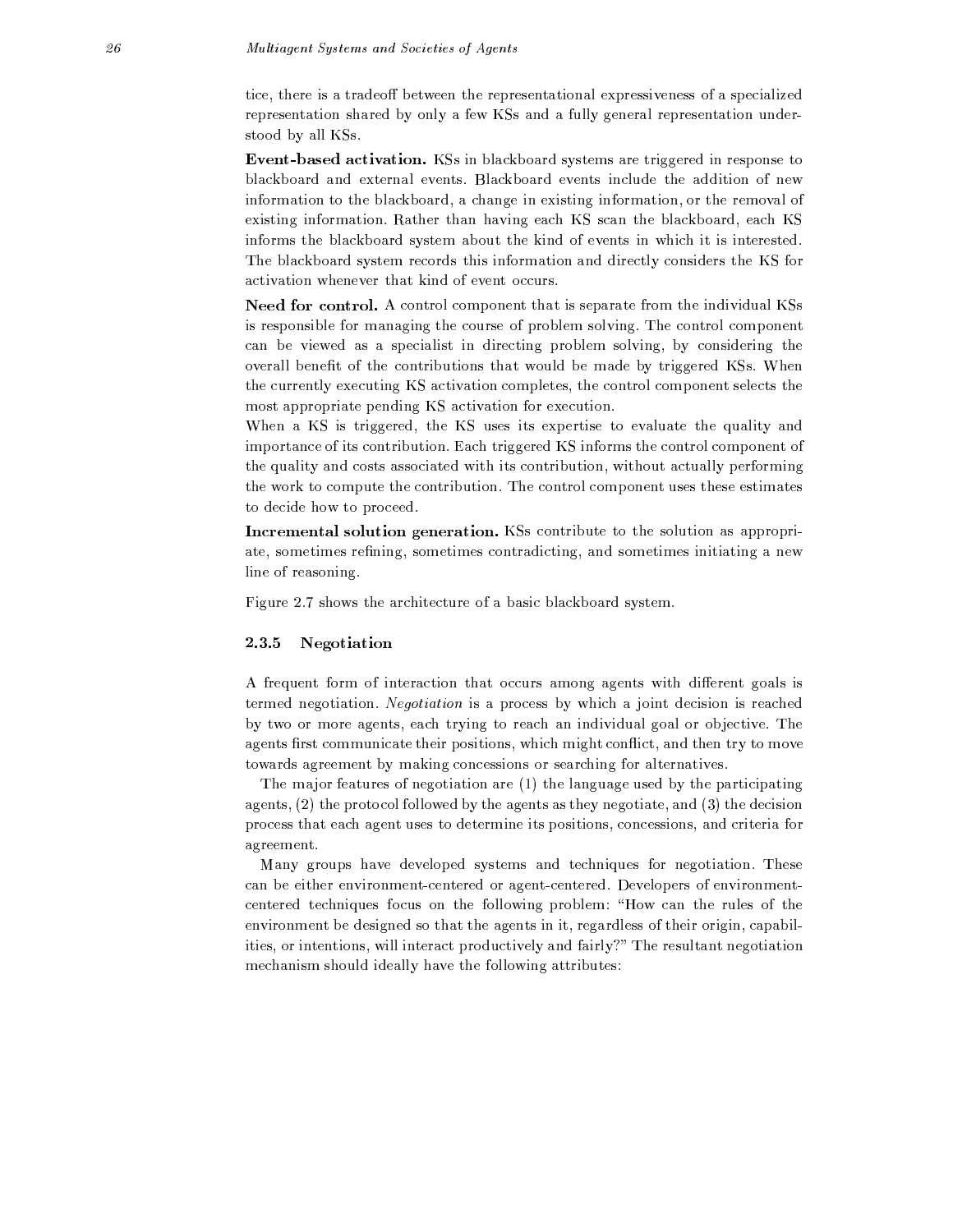tice, there is a tradeoff between the representational expressiveness of a specialized representation shared by only a few KSs and a fully general representation understood by all KSs.

**Event-based activation.** KSs in blackboard systems are triggered in response to blackboard and external events. Blackboard events include the addition of new information to the blackboard, a change in existing information, or the removal of existing information. Rather than having each KS scan the blackboard, each KS informs the blackboard system about the kind of events in which it is interested. The blackboard system records this information and directly considers the KS for activation whenever that kind of event occurs.

**Need for control.** A control component that is separate from the individual KSs is responsible for managing the course of problem solving. The control component can be viewed as a specialist in directing problem solving, by considering the overall benefit of the contributions that would be made by triggered KSs. When the currently executing KS activation completes, the control component selects the most appropriate pending KS activation for execution.

When a KS is triggered, the KS uses its expertise to evaluate the quality and importance of its contribution. Each triggered KS informs the control component of the quality and costs associated with its contribution, without actually performing the work to compute the contribution. The control component uses these estimates to decide how to proceed.

**Incremental solution generation.** KSs contribute to the solution as appropriate, sometimes refining, sometimes contradicting, and sometimes initiating a new line of reasoning.

Figure 2.7 shows the architecture of a basic blackboard system.

### 2.3.5 Negotiation

A frequent form of interaction that occurs among agents with different goals is termed negotiation. *Negotiation* is a process by which a joint decision is reached by two or more agents, each trying to reach an individual goal or objective. The agents first communicate their positions, which might conflict, and then try to move towards agreement by making concessions or searching for alternatives.

The major features of negotiation are (1) the language used by the participating agents, (2) the protocol followed by the agents as they negotiate, and (3) the decision process that each agent uses to determine its positions, concessions, and criteria for agreement.

Many groups have developed systems and techniques for negotiation. These can be either environment-centered or agent-centered. Developers of environment-centered techniques focus on the following problem: "How can the rules of the environment be designed so that the agents in it, regardless of their origin, capabilities, or intentions, will interact productively and fairly?" The resultant negotiation mechanism should ideally have the following attributes: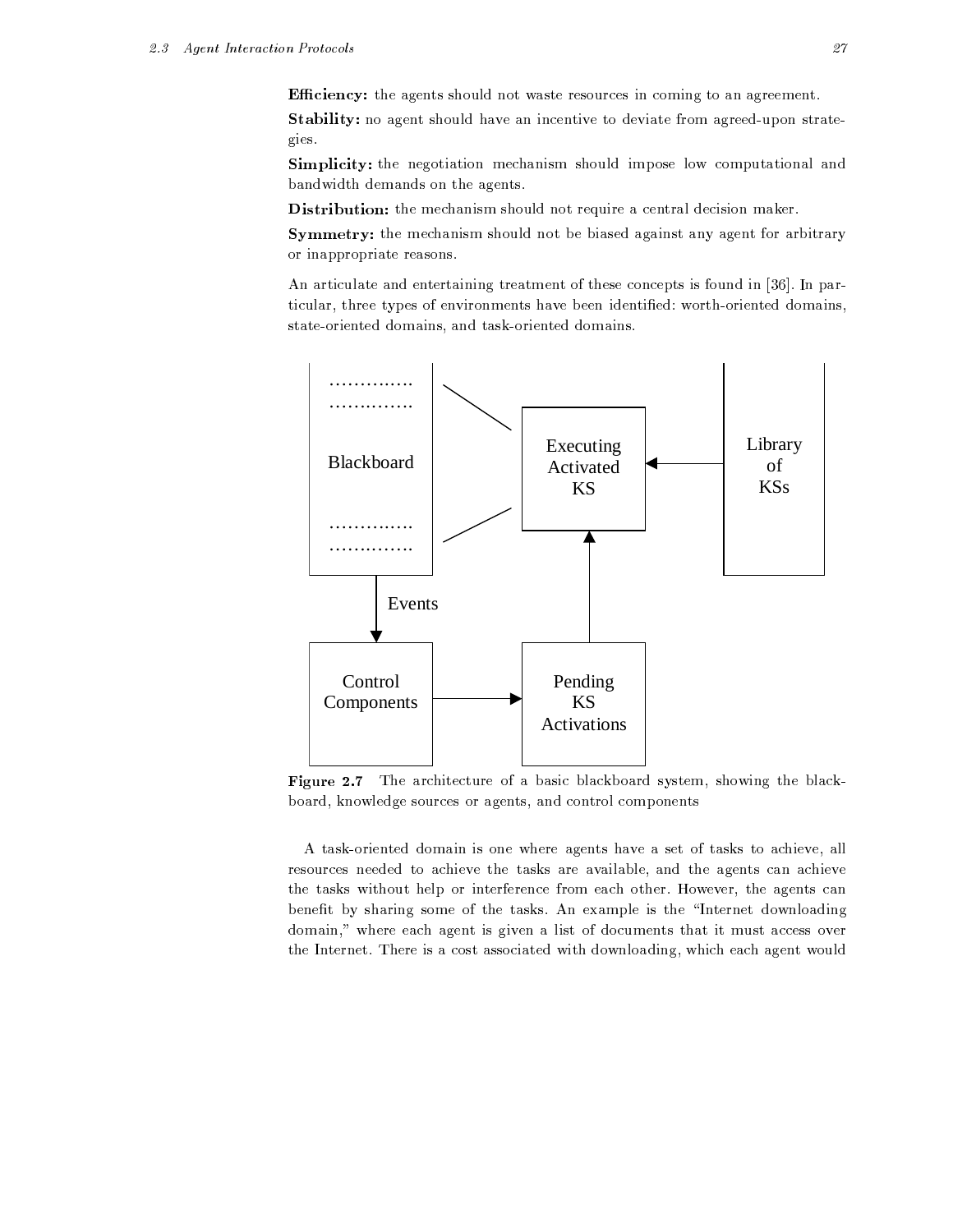**Efficiency:** the agents should not waste resources in coming to an agreement.

**Stability:** no agent should have an incentive to deviate from agreed-upon strategies.

**Simplicity:** the negotiation mechanism should impose low computational and bandwidth demands on the agents.

**Distribution:** the mechanism should not require a central decision maker.

**Symmetry:** the mechanism should not be biased against any agent for arbitrary or inappropriate reasons.

An articulate and entertaining treatment of these concepts is found in [36]. In particular, three types of environments have been identified: worth-oriented domains, state-oriented domains, and task-oriented domains.

**Figure 2.7** The architecture of a basic blackboard system, showing the blackboard, knowledge sources or agents, and control components

A task-oriented domain is one where agents have a set of tasks to achieve, all resources needed to achieve the tasks are available, and the agents can achieve the tasks without help or interference from each other. However, the agents can benefit by sharing some of the tasks. An example is the "Internet downloading domain," where each agent is given a list of documents that it must access over the Internet. There is a cost associated with downloading, which each agent would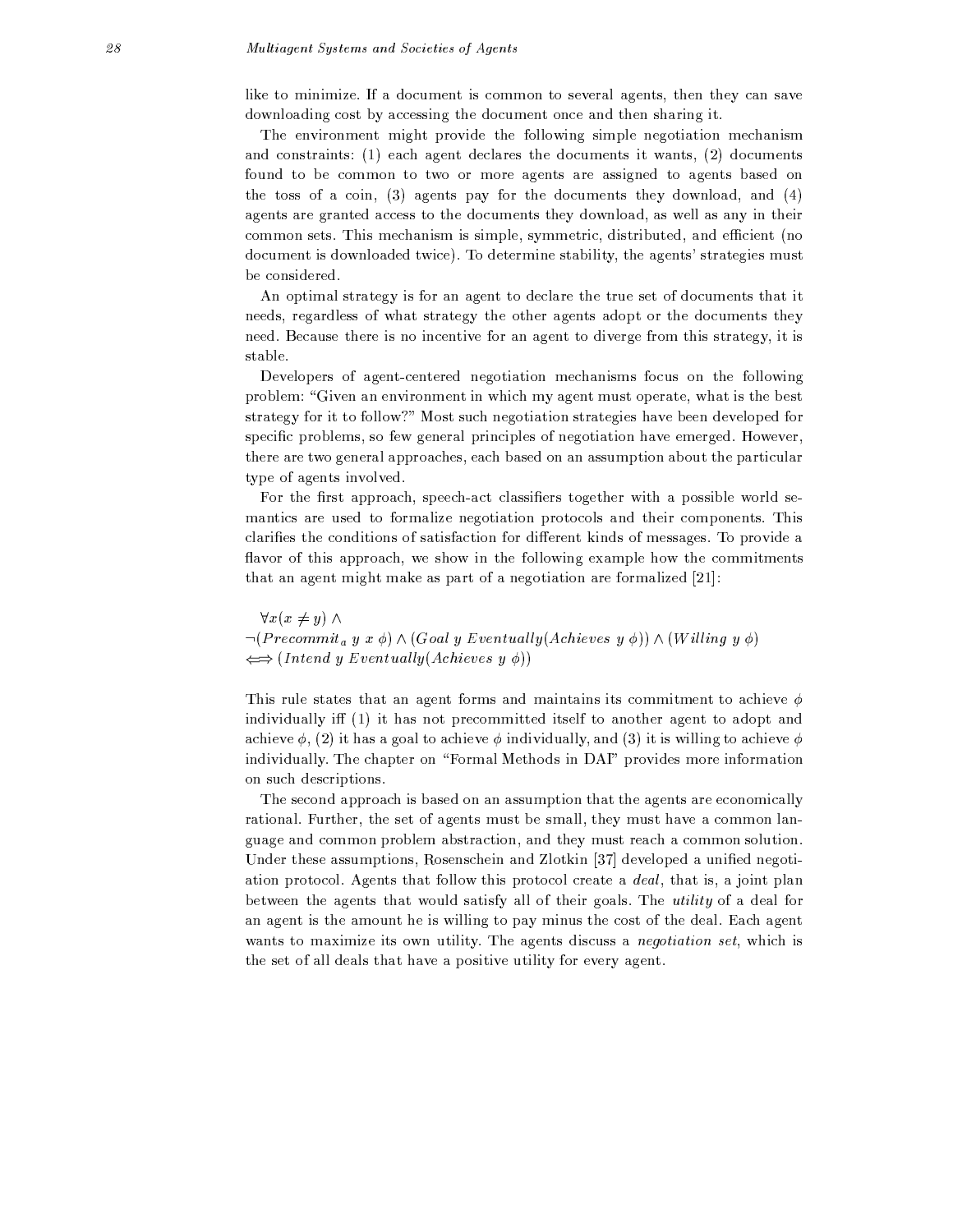like to minimize. If a document is common to several agents, then they can save downloading cost by accessing the document once and then sharing it.

The environment might provide the following simple negotiation mechanism and constraints: (1) each agent declares the documents it wants, (2) documents found to be common to two or more agents are assigned to agents based on the toss of a coin, (3) agents pay for the documents they download, and (4) agents are granted access to the documents they download, as well as any in their common sets. This mechanism is simple, symmetric, distributed, and efficient (no document is downloaded twice). To determine stability, the agents' strategies must be considered.

An optimal strategy is for an agent to declare the true set of documents that it needs, regardless of what strategy the other agents adopt or the documents they need. Because there is no incentive for an agent to diverge from this strategy, it is stable.

Developers of agent-centered negotiation mechanisms focus on the following problem: "Given an environment in which my agent must operate, what is the best strategy for it to follow?" Most such negotiation strategies have been developed for specific problems, so few general principles of negotiation have emerged. However, there are two general approaches, each based on an assumption about the particular type of agents involved.

For the first approach, speech-act classifiers together with a possible world semantics are used to formalize negotiation protocols and their components. This clarifies the conditions of satisfaction for different kinds of messages. To provide a flavor of this approach, we show in the following example how the commitments that an agent might make as part of a negotiation are formalized [21]:

$$
\begin{aligned}
&\forall x (x \neq y) \wedge \\
&\neg(Precommit_a\ y\ x\ \phi) \wedge (Goal\ y\ Eventually(Achieves\ y\ \phi)) \wedge (Willing\ y\ \phi) \\
&\Longleftrightarrow (Intend\ y\ Eventually(Achieves\ y\ \phi))
\end{aligned}
$$

This rule states that an agent forms and maintains its commitment to achieve $\phi$ individually iff (1) it has not precommitted itself to another agent to adopt and achieve $\phi$, (2) it has a goal to achieve $\phi$ individually, and (3) it is willing to achieve $\phi$ individually. The chapter on "Formal Methods in DAI" provides more information on such descriptions.

The second approach is based on an assumption that the agents are economically rational. Further, the set of agents must be small, they must have a common language and common problem abstraction, and they must reach a common solution. Under these assumptions, Rosenschein and Zlotkin [37] developed a unified negotiation protocol. Agents that follow this protocol create a *deal*, that is, a joint plan between the agents that would satisfy all of their goals. The *utility* of a deal for an agent is the amount he is willing to pay minus the cost of the deal. Each agent wants to maximize its own utility. The agents discuss a *negotiation set*, which is the set of all deals that have a positive utility for every agent.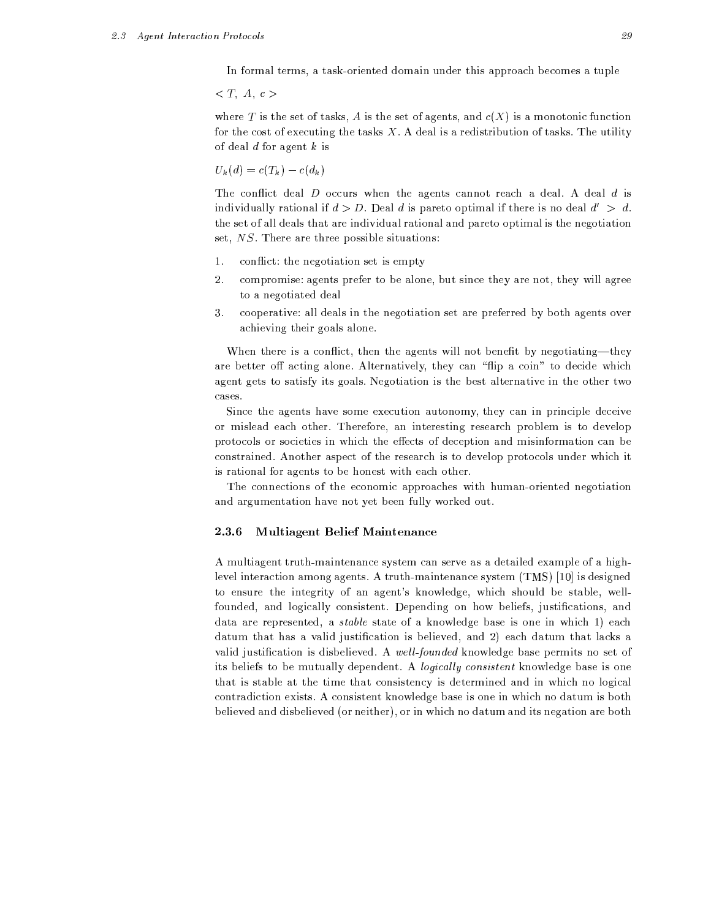In formal terms, a task-oriented domain under this approach becomes a tuple

$< T, \ A, \ c >$

where $T$ is the set of tasks, $A$ is the set of agents, and $c(X)$ is a monotonic function for the cost of executing the tasks $X$. A deal is a redistribution of tasks. The utility of deal $d$ for agent $k$ is

$U_k(d) = c(T_k) - c(d_k)$

The conflict deal $D$ occurs when the agents cannot reach a deal. A deal $d$ is individually rational if $d > D$. Deal $d$ is pareto optimal if there is no deal $d' > d$. the set of all deals that are individual rational and pareto optimal is the negotiation set, $NS$. There are three possible situations:

1. conflict: the negotiation set is empty
2. compromise: agents prefer to be alone, but since they are not, they will agree to a negotiated deal
3. cooperative: all deals in the negotiation set are preferred by both agents over achieving their goals alone.

When there is a conflict, then the agents will not benefit by negotiating—they are better off acting alone. Alternatively, they can "flip a coin" to decide which agent gets to satisfy its goals. Negotiation is the best alternative in the other two cases.

Since the agents have some execution autonomy, they can in principle deceive or mislead each other. Therefore, an interesting research problem is to develop protocols or societies in which the effects of deception and misinformation can be constrained. Another aspect of the research is to develop protocols under which it is rational for agents to be honest with each other.

The connections of the economic approaches with human-oriented negotiation and argumentation have not yet been fully worked out.

### 2.3.6 Multiagent Belief Maintenance

A multiagent truth-maintenance system can serve as a detailed example of a high-level interaction among agents. A truth-maintenance system (TMS) [10] is designed to ensure the integrity of an agent's knowledge, which should be stable, well-founded, and logically consistent. Depending on how beliefs, justifications, and data are represented, a *stable* state of a knowledge base is one in which 1) each datum that has a valid justification is believed, and 2) each datum that lacks a valid justification is disbelieved. A *well-founded* knowledge base permits no set of its beliefs to be mutually dependent. A *logically consistent* knowledge base is one that is stable at the time that consistency is determined and in which no logical contradiction exists. A consistent knowledge base is one in which no datum is both believed and disbelieved (or neither), or in which no datum and its negation are both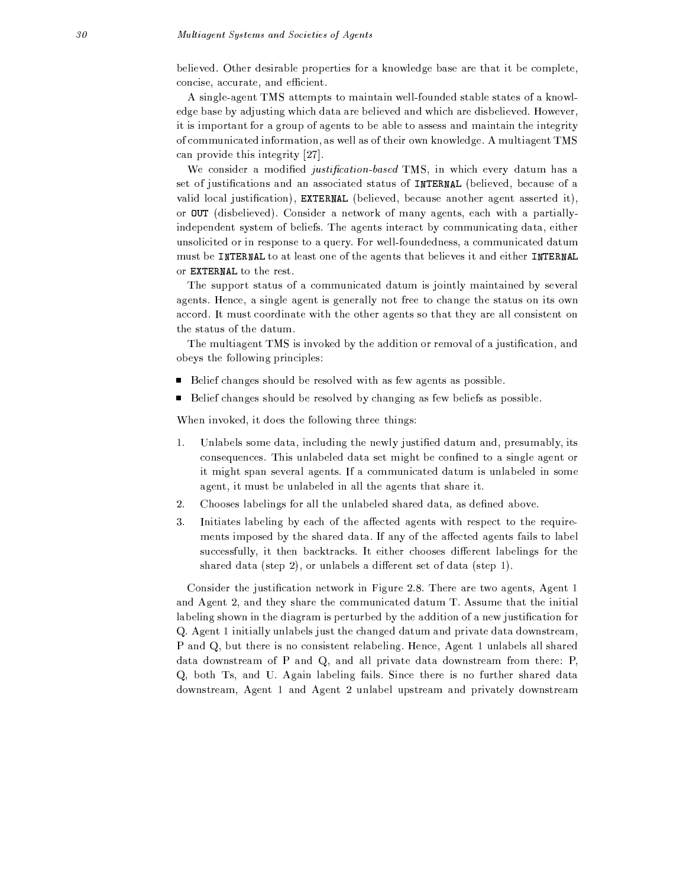believed. Other desirable properties for a knowledge base are that it be complete, concise, accurate, and efficient.

A single-agent TMS attempts to maintain well-founded stable states of a knowledge base by adjusting which data are believed and which are disbelieved. However, it is important for a group of agents to be able to assess and maintain the integrity of communicated information, as well as of their own knowledge. A multiagent TMS can provide this integrity [27].

We consider a modified *justification-based* TMS, in which every datum has a set of justifications and an associated status of **INTERNAL** (believed, because of a valid local justification), **EXTERNAL** (believed, because another agent asserted it), or **OUT** (disbelieved). Consider a network of many agents, each with a partially-independent system of beliefs. The agents interact by communicating data, either unsolicited or in response to a query. For well-foundedness, a communicated datum must be **INTERNAL** to at least one of the agents that believes it and either **INTERNAL** or **EXTERNAL** to the rest.

The support status of a communicated datum is jointly maintained by several agents. Hence, a single agent is generally not free to change the status on its own accord. It must coordinate with the other agents so that they are all consistent on the status of the datum.

The multiagent TMS is invoked by the addition or removal of a justification, and obeys the following principles:

- Belief changes should be resolved with as few agents as possible.
- Belief changes should be resolved by changing as few beliefs as possible.

When invoked, it does the following three things:

1. Unlabels some data, including the newly justified datum and, presumably, its consequences. This unlabeled data set might be confined to a single agent or it might span several agents. If a communicated datum is unlabeled in some agent, it must be unlabeled in all the agents that share it.
2. Chooses labelings for all the unlabeled shared data, as defined above.
3. Initiates labeling by each of the affected agents with respect to the requirements imposed by the shared data. If any of the affected agents fails to label successfully, it then backtracks. It either chooses different labelings for the shared data (step 2), or unlabels a different set of data (step 1).

Consider the justification network in Figure 2.8. There are two agents, Agent 1 and Agent 2, and they share the communicated datum T. Assume that the initial labeling shown in the diagram is perturbed by the addition of a new justification for Q. Agent 1 initially unlabels just the changed datum and private data downstream, P and Q, but there is no consistent relabeling. Hence, Agent 1 unlabels all shared data downstream of P and Q, and all private data downstream from there: P, Q, both Ts, and U. Again labeling fails. Since there is no further shared data downstream, Agent 1 and Agent 2 unlabel upstream and privately downstream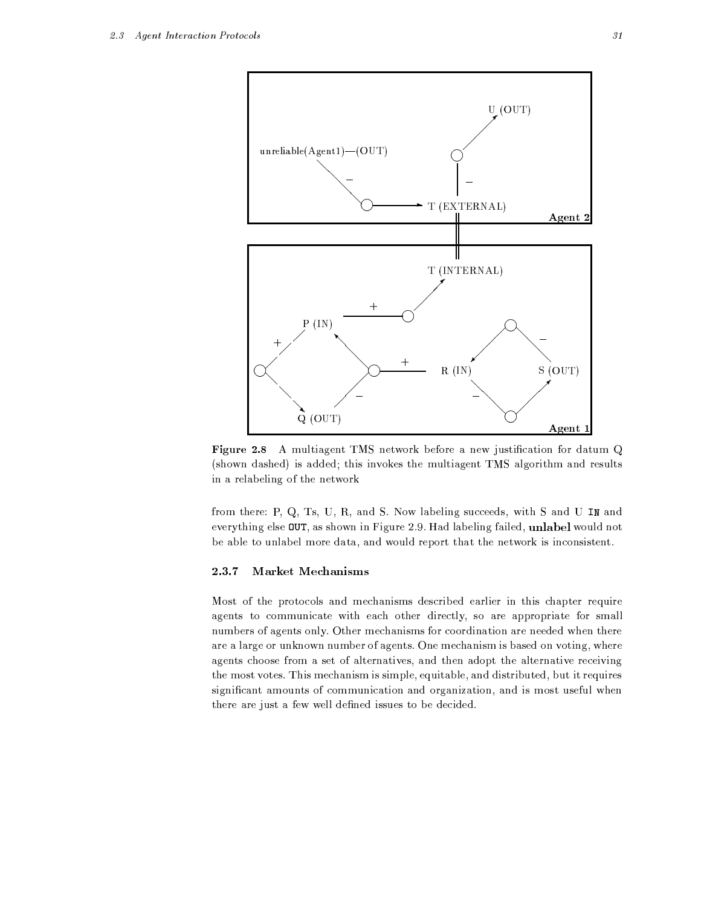**Figure 2.8** A multiagent TMS network before a new justification for datum Q (shown dashed) is added; this invokes the multiagent TMS algorithm and results in a relabeling of the network

from there: P, Q, Ts, U, R, and S. Now labeling succeeds, with S and U `IN` and everything else `OUT`, as shown in Figure 2.9. Had labeling failed, **unlabel** would not be able to unlabel more data, and would report that the network is inconsistent.

### 2.3.7 Market Mechanisms

Most of the protocols and mechanisms described earlier in this chapter require agents to communicate with each other directly, so are appropriate for small numbers of agents only. Other mechanisms for coordination are needed when there are a large or unknown number of agents. One mechanism is based on voting, where agents choose from a set of alternatives, and then adopt the alternative receiving the most votes. This mechanism is simple, equitable, and distributed, but it requires significant amounts of communication and organization, and is most useful when there are just a few well defined issues to be decided.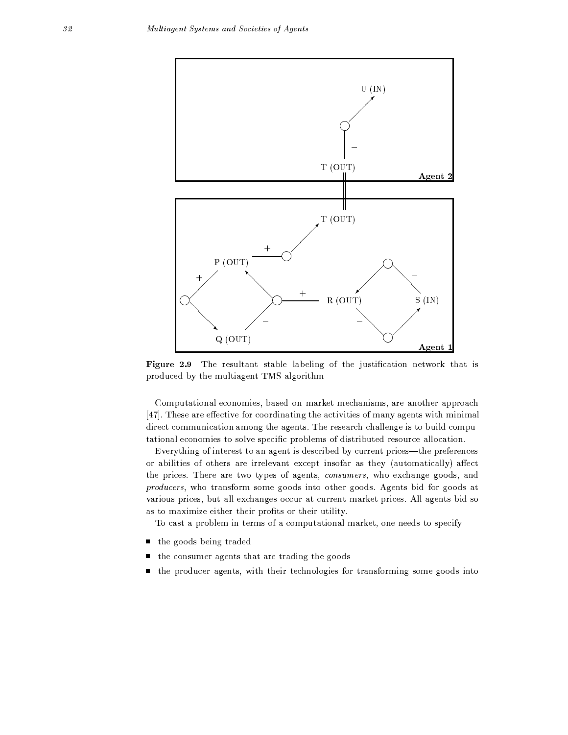**Figure 2.9** The resultant stable labeling of the justification network that is produced by the multiagent TMS algorithm

Computational economies, based on market mechanisms, are another approach [47]. These are effective for coordinating the activities of many agents with minimal direct communication among the agents. The research challenge is to build computational economies to solve specific problems of distributed resource allocation.

Everything of interest to an agent is described by current prices—the preferences or abilities of others are irrelevant except insofar as they (automatically) affect the prices. There are two types of agents, *consumers*, who exchange goods, and *producers*, who transform some goods into other goods. Agents bid for goods at various prices, but all exchanges occur at current market prices. All agents bid so as to maximize either their profits or their utility.

To cast a problem in terms of a computational market, one needs to specify

- the goods being traded
- the consumer agents that are trading the goods
- the producer agents, with their technologies for transforming some goods into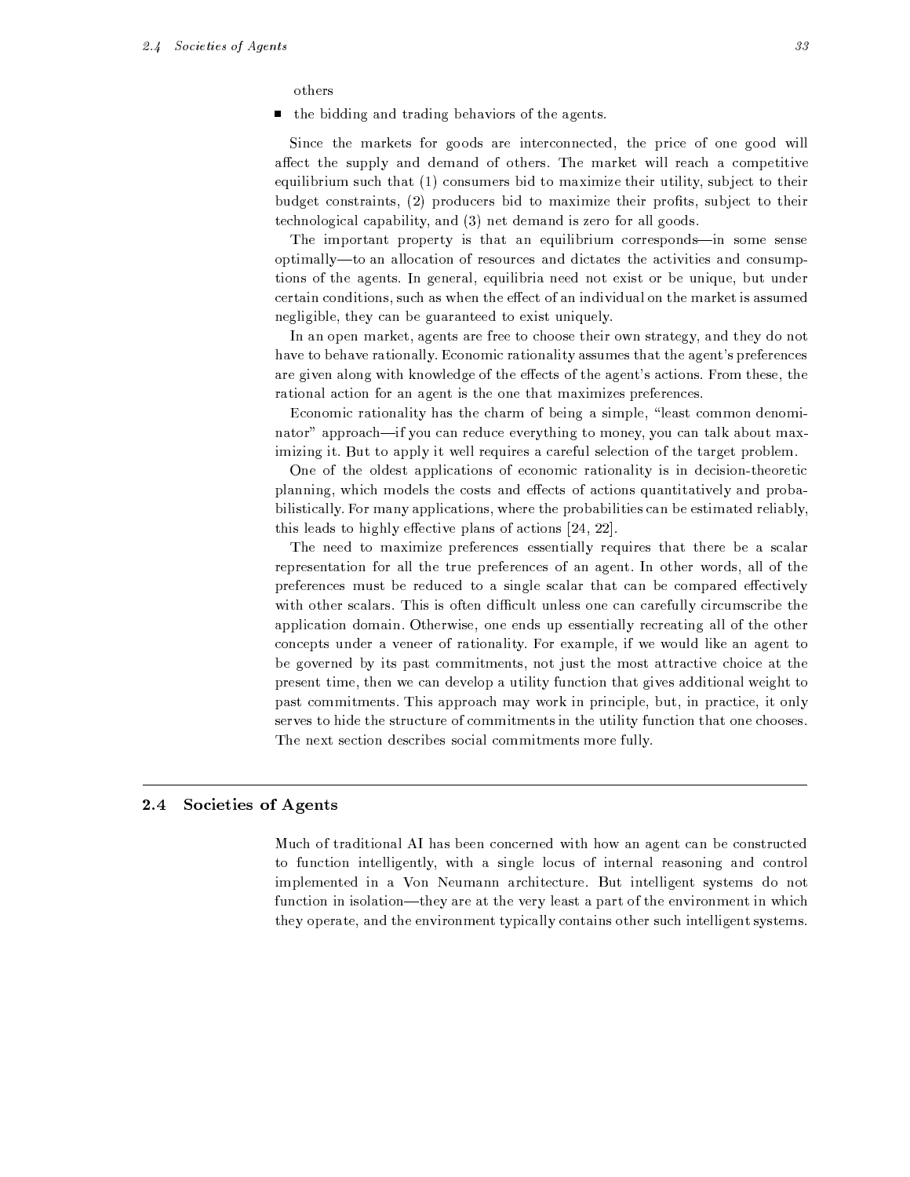others

- the bidding and trading behaviors of the agents.

Since the markets for goods are interconnected, the price of one good will affect the supply and demand of others. The market will reach a competitive equilibrium such that (1) consumers bid to maximize their utility, subject to their budget constraints, (2) producers bid to maximize their profits, subject to their technological capability, and (3) net demand is zero for all goods.

The important property is that an equilibrium corresponds—in some sense optimally—to an allocation of resources and dictates the activities and consumptions of the agents. In general, equilibria need not exist or be unique, but under certain conditions, such as when the effect of an individual on the market is assumed negligible, they can be guaranteed to exist uniquely.

In an open market, agents are free to choose their own strategy, and they do not have to behave rationally. Economic rationality assumes that the agent's preferences are given along with knowledge of the effects of the agent's actions. From these, the rational action for an agent is the one that maximizes preferences.

Economic rationality has the charm of being a simple, "least common denominator" approach—if you can reduce everything to money, you can talk about maximizing it. But to apply it well requires a careful selection of the target problem.

One of the oldest applications of economic rationality is in decision-theoretic planning, which models the costs and effects of actions quantitatively and probabilistically. For many applications, where the probabilities can be estimated reliably, this leads to highly effective plans of actions [24, 22].

The need to maximize preferences essentially requires that there be a scalar representation for all the true preferences of an agent. In other words, all of the preferences must be reduced to a single scalar that can be compared effectively with other scalars. This is often difficult unless one can carefully circumscribe the application domain. Otherwise, one ends up essentially recreating all of the other concepts under a veneer of rationality. For example, if we would like an agent to be governed by its past commitments, not just the most attractive choice at the present time, then we can develop a utility function that gives additional weight to past commitments. This approach may work in principle, but, in practice, it only serves to hide the structure of commitments in the utility function that one chooses. The next section describes social commitments more fully.

## 2.4 Societies of Agents

Much of traditional AI has been concerned with how an agent can be constructed to function intelligently, with a single locus of internal reasoning and control implemented in a Von Neumann architecture. But intelligent systems do not function in isolation—they are at the very least a part of the environment in which they operate, and the environment typically contains other such intelligent systems.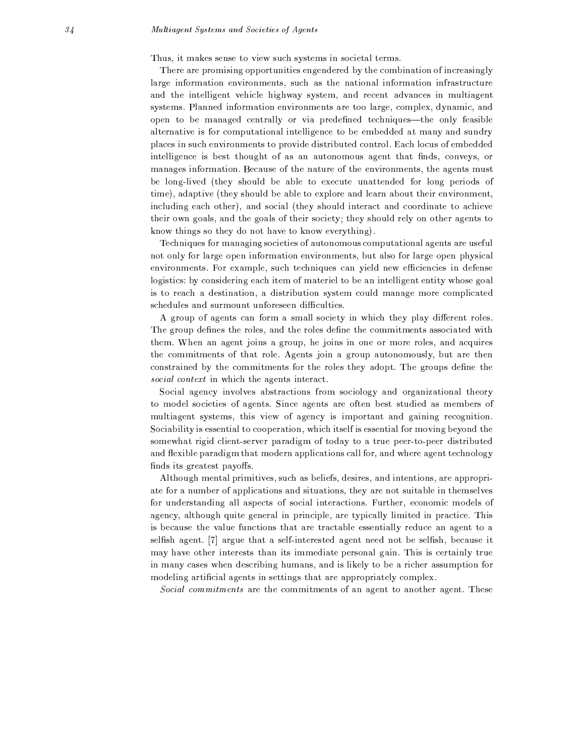Thus, it makes sense to view such systems in societal terms.

There are promising opportunities engendered by the combination of increasingly large information environments, such as the national information infrastructure and the intelligent vehicle highway system, and recent advances in multiagent systems. Planned information environments are too large, complex, dynamic, and open to be managed centrally or via predefined techniques—the only feasible alternative is for computational intelligence to be embedded at many and sundry places in such environments to provide distributed control. Each locus of embedded intelligence is best thought of as an autonomous agent that finds, conveys, or manages information. Because of the nature of the environments, the agents must be long-lived (they should be able to execute unattended for long periods of time), adaptive (they should be able to explore and learn about their environment, including each other), and social (they should interact and coordinate to achieve their own goals, and the goals of their society; they should rely on other agents to know things so they do not have to know everything).

Techniques for managing societies of autonomous computational agents are useful not only for large open information environments, but also for large open physical environments. For example, such techniques can yield new efficiencies in defense logistics: by considering each item of materiel to be an intelligent entity whose goal is to reach a destination, a distribution system could manage more complicated schedules and surmount unforeseen difficulties.

A group of agents can form a small society in which they play different roles. The group defines the roles, and the roles define the commitments associated with them. When an agent joins a group, he joins in one or more roles, and acquires the commitments of that role. Agents join a group autonomously, but are then constrained by the commitments for the roles they adopt. The groups define the *social context* in which the agents interact.

Social agency involves abstractions from sociology and organizational theory to model societies of agents. Since agents are often best studied as members of multiagent systems, this view of agency is important and gaining recognition. Sociability is essential to cooperation, which itself is essential for moving beyond the somewhat rigid client-server paradigm of today to a true peer-to-peer distributed and flexible paradigm that modern applications call for, and where agent technology finds its greatest payoffs.

Although mental primitives, such as beliefs, desires, and intentions, are appropriate for a number of applications and situations, they are not suitable in themselves for understanding all aspects of social interactions. Further, economic models of agency, although quite general in principle, are typically limited in practice. This is because the value functions that are tractable essentially reduce an agent to a selfish agent. [7] argue that a self-interested agent need not be selfish, because it may have other interests than its immediate personal gain. This is certainly true in many cases when describing humans, and is likely to be a richer assumption for modeling artificial agents in settings that are appropriately complex.

*Social commitments* are the commitments of an agent to another agent. These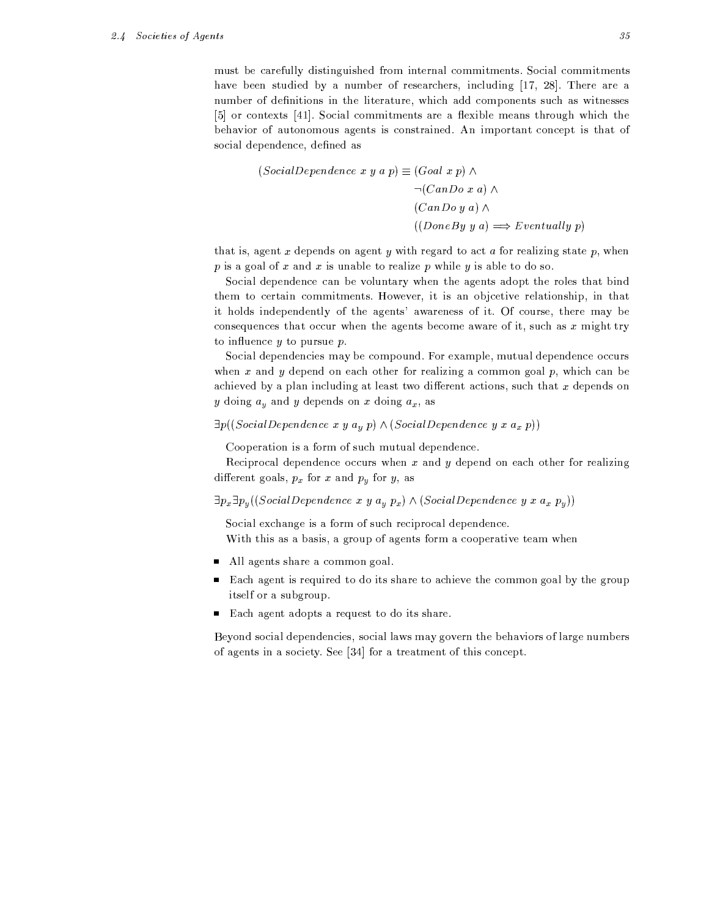must be carefully distinguished from internal commitments. Social commitments have been studied by a number of researchers, including [17, 28]. There are a number of definitions in the literature, which add components such as witnesses [5] or contexts [41]. Social commitments are a flexible means through which the behavior of autonomous agents is constrained. An important concept is that of social dependence, defined as

$$
\begin{aligned}
(SocialDependence\ x\ y\ a\ p) \equiv\ & (Goal\ x\ p) \wedge \\
& \neg(CanDo\ x\ a) \wedge \\
& (CanDo\ y\ a) \wedge \\
& ((DoneBy\ y\ a) \Longrightarrow Eventually\ p)
\end{aligned}
$$

that is, agent $x$ depends on agent $y$ with regard to act $a$ for realizing state $p$, when $p$ is a goal of $x$ and $x$ is unable to realize $p$ while $y$ is able to do so.

Social dependence can be voluntary when the agents adopt the roles that bind them to certain commitments. However, it is an objcetive relationship, in that it holds independently of the agents' awareness of it. Of course, there may be consequences that occur when the agents become aware of it, such as $x$ might try to influence $y$ to pursue $p$.

Social dependencies may be compound. For example, mutual dependence occurs when $x$ and $y$ depend on each other for realizing a common goal $p$, which can be achieved by a plan including at least two different actions, such that $x$ depends on $y$ doing $a_y$ and $y$ depends on $x$ doing $a_x$, as

$$\exists p((SocialDependence\ x\ y\ a_y\ p) \wedge (SocialDependence\ y\ x\ a_x\ p))$$

Cooperation is a form of such mutual dependence.

Reciprocal dependence occurs when $x$ and $y$ depend on each other for realizing different goals, $p_x$ for $x$ and $p_y$ for $y$, as

$$\exists p_x \exists p_y ((SocialDependence\ x\ y\ a_y\ p_x) \wedge (SocialDependence\ y\ x\ a_x\ p_y))$$

Social exchange is a form of such reciprocal dependence.

With this as a basis, a group of agents form a cooperative team when

- All agents share a common goal.
- Each agent is required to do its share to achieve the common goal by the group itself or a subgroup.
- Each agent adopts a request to do its share.

Beyond social dependencies, social laws may govern the behaviors of large numbers of agents in a society. See [34] for a treatment of this concept.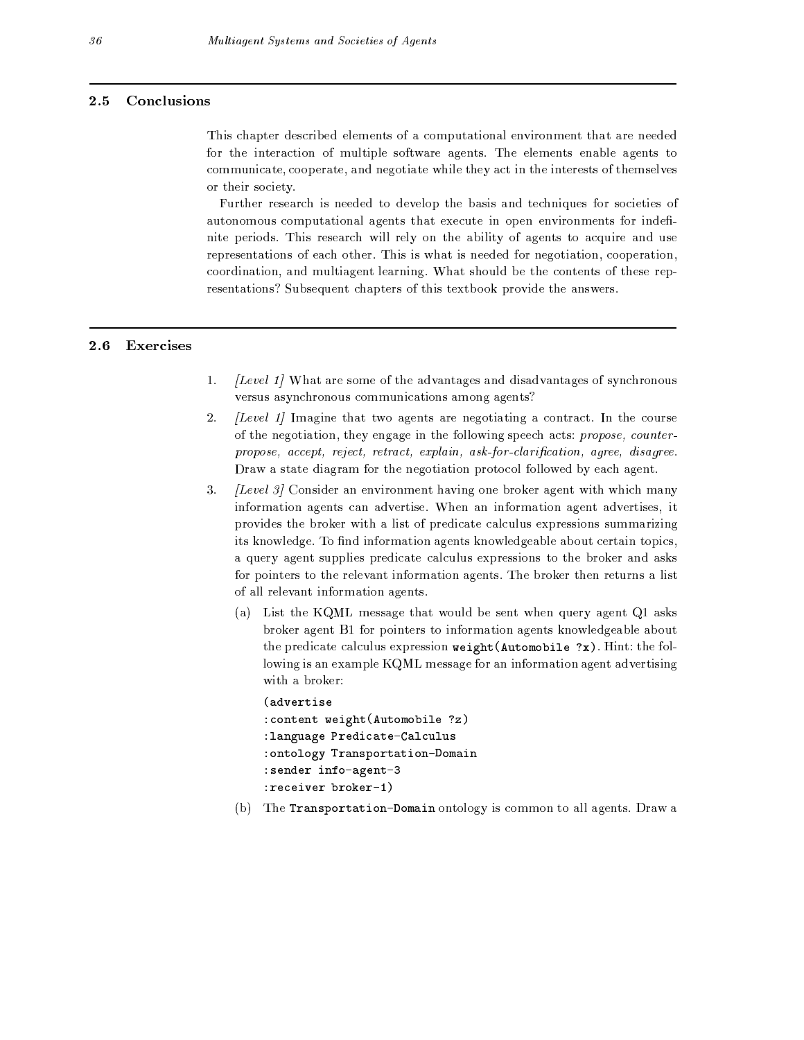## 2.5 Conclusions

This chapter described elements of a computational environment that are needed for the interaction of multiple software agents. The elements enable agents to communicate, cooperate, and negotiate while they act in the interests of themselves or their society.

Further research is needed to develop the basis and techniques for societies of autonomous computational agents that execute in open environments for indefinite periods. This research will rely on the ability of agents to acquire and use representations of each other. This is what is needed for negotiation, cooperation, coordination, and multiagent learning. What should be the contents of these representations? Subsequent chapters of this textbook provide the answers.

## 2.6 Exercises

1. *[Level 1]* What are some of the advantages and disadvantages of synchronous versus asynchronous communications among agents?

2. *[Level 1]* Imagine that two agents are negotiating a contract. In the course of the negotiation, they engage in the following speech acts: *propose, counter-propose, accept, reject, retract, explain, ask-for-clarification, agree, disagree.* Draw a state diagram for the negotiation protocol followed by each agent.

3. *[Level 3]* Consider an environment having one broker agent with which many information agents can advertise. When an information agent advertises, it provides the broker with a list of predicate calculus expressions summarizing its knowledge. To find information agents knowledgeable about certain topics, a query agent supplies predicate calculus expressions to the broker and asks for pointers to the relevant information agents. The broker then returns a list of all relevant information agents.

   (a) List the KQML message that would be sent when query agent Q1 asks broker agent B1 for pointers to information agents knowledgeable about the predicate calculus expression `weight(Automobile ?x)`. Hint: the following is an example KQML message for an information agent advertising with a broker:

   ```
   (advertise
   :content weight(Automobile ?z)
   :language Predicate-Calculus
   :ontology Transportation-Domain
   :sender info-agent-3
   :receiver broker-1)
   ```

   (b) The `Transportation-Domain` ontology is common to all agents. Draw a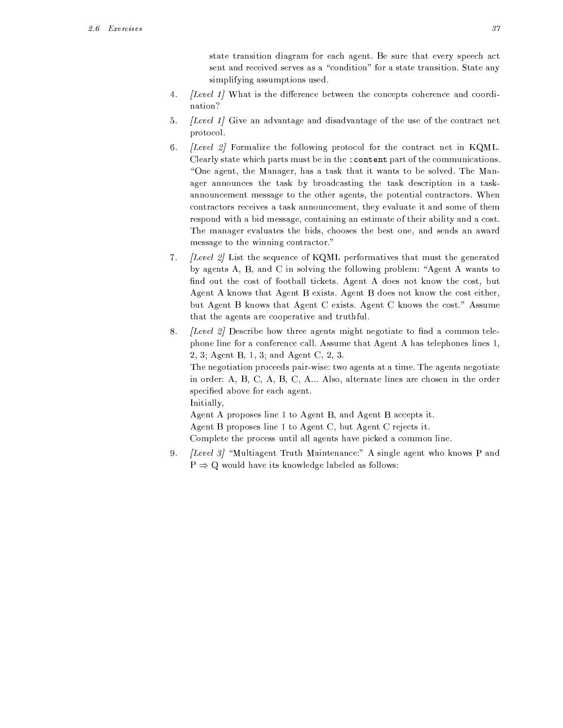state transition diagram for each agent. Be sure that every speech act sent and received serves as a "condition" for a state transition. State any simplifying assumptions used.

4. *[Level 1]* What is the difference between the concepts coherence and coordination?

5. *[Level 1]* Give an advantage and disadvantage of the use of the contract net protocol.

6. *[Level 2]* Formalize the following protocol for the contract net in KQML. Clearly state which parts must be in the `:content` part of the communications. "One agent, the Manager, has a task that it wants to be solved. The Manager announces the task by broadcasting the task description in a task-announcement message to the other agents, the potential contractors. When contractors receives a task announcement, they evaluate it and some of them respond with a bid message, containing an estimate of their ability and a cost. The manager evaluates the bids, chooses the best one, and sends an award message to the winning contractor."

7. *[Level 2]* List the sequence of KQML performatives that must the generated by agents A, B, and C in solving the following problem: "Agent A wants to find out the cost of football tickets. Agent A does not know the cost, but Agent A knows that Agent B exists. Agent B does not know the cost either, but Agent B knows that Agent C exists. Agent C knows the cost." Assume that the agents are cooperative and truthful.

8. *[Level 2]* Describe how three agents might negotiate to find a common telephone line for a conference call. Assume that Agent A has telephones lines 1, 2, 3; Agent B, 1, 3; and Agent C, 2, 3.

   The negotiation proceeds pair-wise: two agents at a time. The agents negotiate in order: A, B, C, A, B, C, A... Also, alternate lines are chosen in the order specified above for each agent.

   Initially,

   Agent A proposes line 1 to Agent B, and Agent B accepts it.

   Agent B proposes line 1 to Agent C, but Agent C rejects it.

   Complete the process until all agents have picked a common line.

9. *[Level 3]* "Multiagent Truth Maintenance:" A single agent who knows P and $P \Rightarrow Q$ would have its knowledge labeled as follows: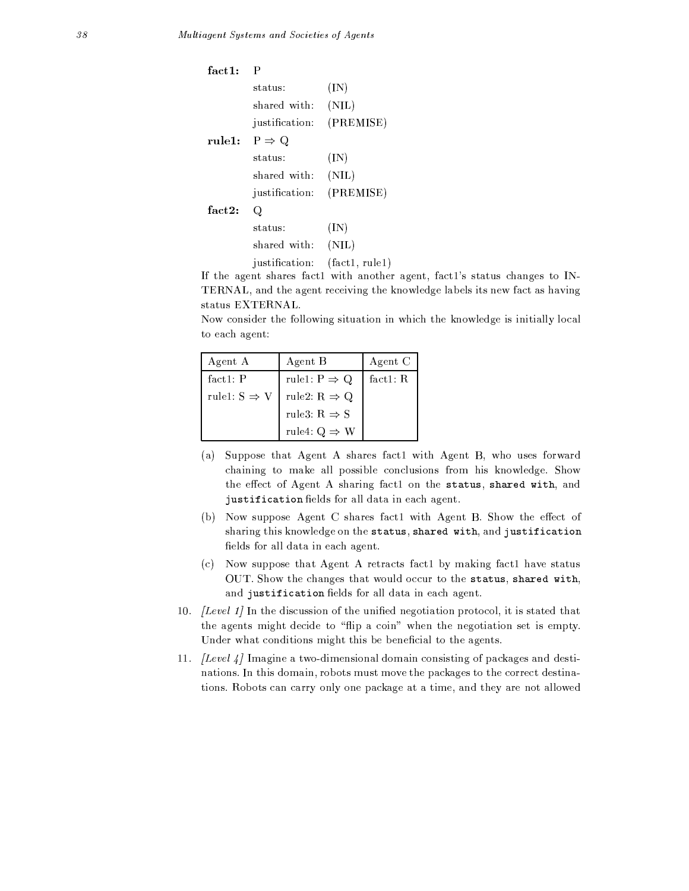**fact1:** P

| | |
|---|---|
| status: | (IN) |
| shared with: | (NIL) |
| justification: | (PREMISE) |

**rule1:** P ⇒ Q

| | |
|---|---|
| status: | (IN) |
| shared with: | (NIL) |
| justification: | (PREMISE) |

**fact2:** Q

| | |
|---|---|
| status: | (IN) |
| shared with: | (NIL) |
| justification: | (fact1, rule1) |

If the agent shares fact1 with another agent, fact1's status changes to INTERNAL, and the agent receiving the knowledge labels its new fact as having status EXTERNAL.

Now consider the following situation in which the knowledge is initially local to each agent:

| Agent A | Agent B | Agent C |
|---|---|---|
| fact1: P | rule1: P ⇒ Q | fact1: R |
| rule1: S ⇒ V | rule2: R ⇒ Q | |
| | rule3: R ⇒ S | |
| | rule4: Q ⇒ W | |

(a) Suppose that Agent A shares fact1 with Agent B, who uses forward chaining to make all possible conclusions from his knowledge. Show the effect of Agent A sharing fact1 on the `status`, `shared with`, and `justification` fields for all data in each agent.

(b) Now suppose Agent C shares fact1 with Agent B. Show the effect of sharing this knowledge on the `status`, `shared with`, and `justification` fields for all data in each agent.

(c) Now suppose that Agent A retracts fact1 by making fact1 have status OUT. Show the changes that would occur to the `status`, `shared with`, and `justification` fields for all data in each agent.

10. *[Level 1]* In the discussion of the unified negotiation protocol, it is stated that the agents might decide to "flip a coin" when the negotiation set is empty. Under what conditions might this be beneficial to the agents.

11. *[Level 4]* Imagine a two-dimensional domain consisting of packages and destinations. In this domain, robots must move the packages to the correct destinations. Robots can carry only one package at a time, and they are not allowed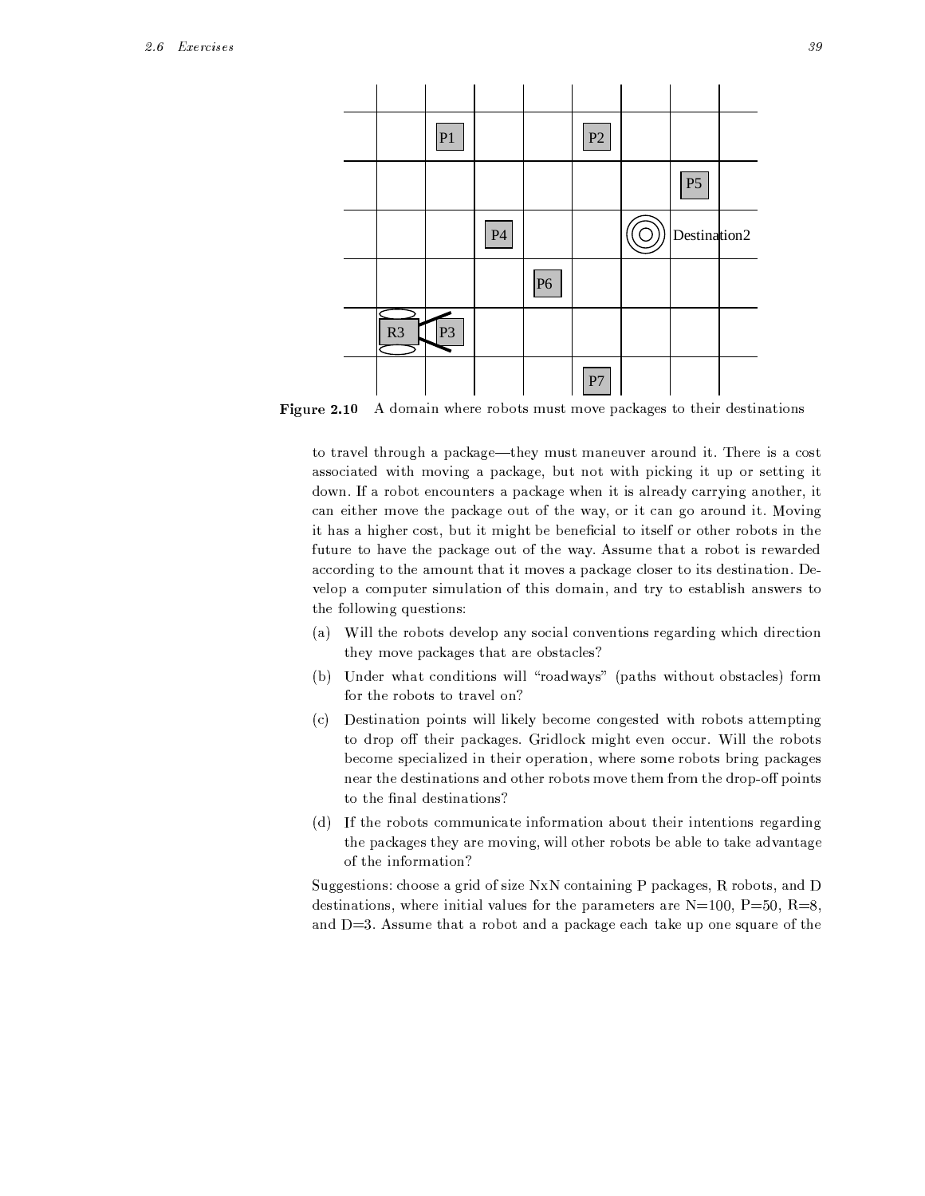P1

P2

P5

P4

Destination2

P6

R3

P3

P7

**Figure 2.10** A domain where robots must move packages to their destinations

to travel through a package—they must maneuver around it. There is a cost associated with moving a package, but not with picking it up or setting it down. If a robot encounters a package when it is already carrying another, it can either move the package out of the way, or it can go around it. Moving it has a higher cost, but it might be beneficial to itself or other robots in the future to have the package out of the way. Assume that a robot is rewarded according to the amount that it moves a package closer to its destination. Develop a computer simulation of this domain, and try to establish answers to the following questions:

(a) Will the robots develop any social conventions regarding which direction they move packages that are obstacles?

(b) Under what conditions will "roadways" (paths without obstacles) form for the robots to travel on?

(c) Destination points will likely become congested with robots attempting to drop off their packages. Gridlock might even occur. Will the robots become specialized in their operation, where some robots bring packages near the destinations and other robots move them from the drop-off points to the final destinations?

(d) If the robots communicate information about their intentions regarding the packages they are moving, will other robots be able to take advantage of the information?

Suggestions: choose a grid of size NxN containing P packages, R robots, and D destinations, where initial values for the parameters are N=100, P=50, R=8, and D=3. Assume that a robot and a package each take up one square of the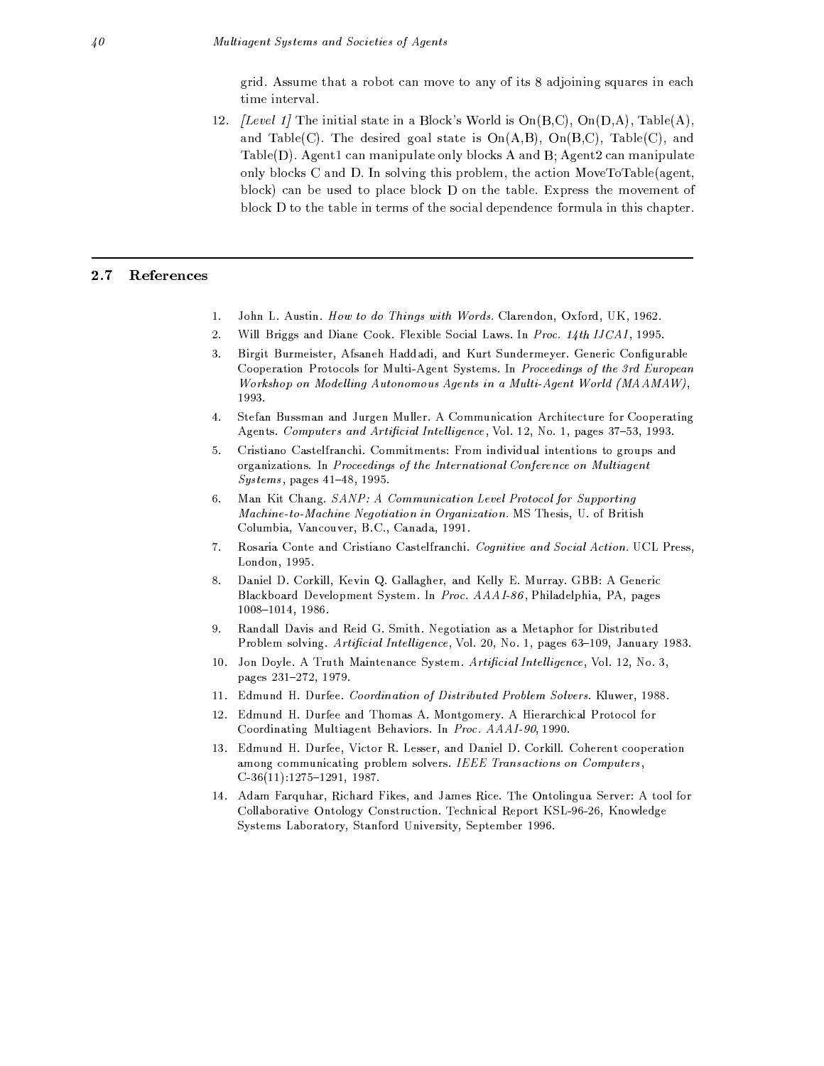grid. Assume that a robot can move to any of its 8 adjoining squares in each time interval.

12. *[Level 1]* The initial state in a Block's World is On(B,C), On(D,A), Table(A), and Table(C). The desired goal state is On(A,B), On(B,C), Table(C), and Table(D). Agent1 can manipulate only blocks A and B; Agent2 can manipulate only blocks C and D. In solving this problem, the action MoveToTable(agent, block) can be used to place block D on the table. Express the movement of block D to the table in terms of the social dependence formula in this chapter.

## 2.7 References

1. John L. Austin. *How to do Things with Words.* Clarendon, Oxford, UK, 1962.
2. Will Briggs and Diane Cook. Flexible Social Laws. In *Proc. 14th IJCAI*, 1995.
3. Birgit Burmeister, Afsaneh Haddadi, and Kurt Sundermeyer. Generic Configurable Cooperation Protocols for Multi-Agent Systems. In *Proceedings of the 3rd European Workshop on Modelling Autonomous Agents in a Multi-Agent World (MAAMAW)*, 1993.
4. Stefan Bussman and Jurgen Muller. A Communication Architecture for Cooperating Agents. *Computers and Artificial Intelligence*, Vol. 12, No. 1, pages 37–53, 1993.
5. Cristiano Castelfranchi. Commitments: From individual intentions to groups and organizations. In *Proceedings of the International Conference on Multiagent Systems*, pages 41–48, 1995.
6. Man Kit Chang. *SANP: A Communication Level Protocol for Supporting Machine-to-Machine Negotiation in Organization.* MS Thesis, U. of British Columbia, Vancouver, B.C., Canada, 1991.
7. Rosaria Conte and Cristiano Castelfranchi. *Cognitive and Social Action.* UCL Press, London, 1995.
8. Daniel D. Corkill, Kevin Q. Gallagher, and Kelly E. Murray. GBB: A Generic Blackboard Development System. In *Proc. AAAI-86*, Philadelphia, PA, pages 1008–1014, 1986.
9. Randall Davis and Reid G. Smith. Negotiation as a Metaphor for Distributed Problem solving. *Artificial Intelligence*, Vol. 20, No. 1, pages 63–109, January 1983.
10. Jon Doyle. A Truth Maintenance System. *Artificial Intelligence*, Vol. 12, No. 3, pages 231–272, 1979.
11. Edmund H. Durfee. *Coordination of Distributed Problem Solvers.* Kluwer, 1988.
12. Edmund H. Durfee and Thomas A. Montgomery. A Hierarchical Protocol for Coordinating Multiagent Behaviors. In *Proc. AAAI-90*, 1990.
13. Edmund H. Durfee, Victor R. Lesser, and Daniel D. Corkill. Coherent cooperation among communicating problem solvers. *IEEE Transactions on Computers*, C-36(11):1275–1291, 1987.
14. Adam Farquhar, Richard Fikes, and James Rice. The Ontolingua Server: A tool for Collaborative Ontology Construction. Technical Report KSL-96-26, Knowledge Systems Laboratory, Stanford University, September 1996.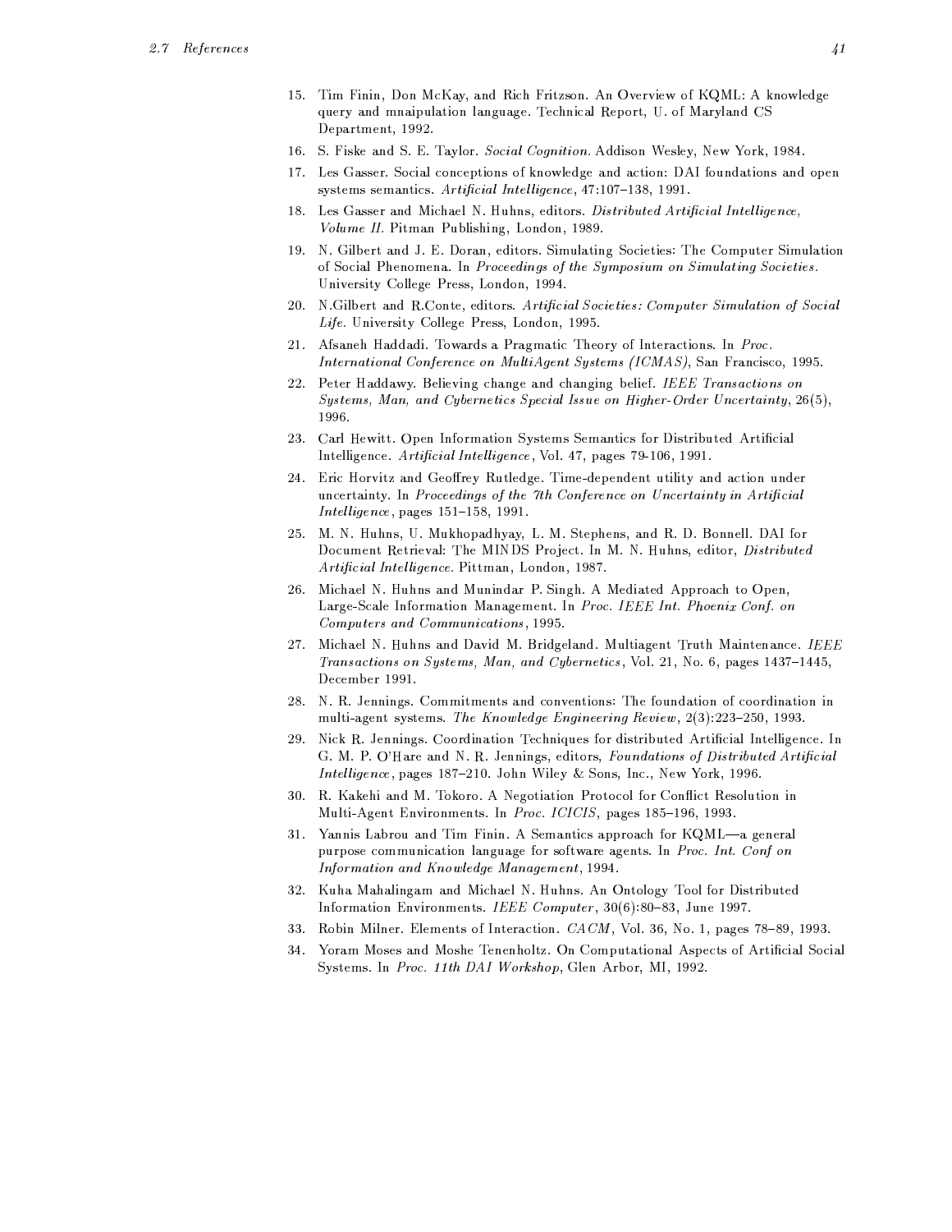15. Tim Finin, Don McKay, and Rich Fritzson. An Overview of KQML: A knowledge query and mnaipulation language. Technical Report, U. of Maryland CS Department, 1992.
16. S. Fiske and S. E. Taylor. *Social Cognition.* Addison Wesley, New York, 1984.
17. Les Gasser. Social conceptions of knowledge and action: DAI foundations and open systems semantics. *Artificial Intelligence*, 47:107–138, 1991.
18. Les Gasser and Michael N. Huhns, editors. *Distributed Artificial Intelligence, Volume II.* Pitman Publishing, London, 1989.
19. N. Gilbert and J. E. Doran, editors. Simulating Societies: The Computer Simulation of Social Phenomena. In *Proceedings of the Symposium on Simulating Societies.* University College Press, London, 1994.
20. N.Gilbert and R.Conte, editors. *Artificial Societies: Computer Simulation of Social Life.* University College Press, London, 1995.
21. Afsaneh Haddadi. Towards a Pragmatic Theory of Interactions. In *Proc. International Conference on MultiAgent Systems (ICMAS)*, San Francisco, 1995.
22. Peter Haddawy. Believing change and changing belief. *IEEE Transactions on Systems, Man, and Cybernetics Special Issue on Higher-Order Uncertainty*, 26(5), 1996.
23. Carl Hewitt. Open Information Systems Semantics for Distributed Artificial Intelligence. *Artificial Intelligence*, Vol. 47, pages 79-106, 1991.
24. Eric Horvitz and Geoffrey Rutledge. Time-dependent utility and action under uncertainty. In *Proceedings of the 7th Conference on Uncertainty in Artificial Intelligence*, pages 151–158, 1991.
25. M. N. Huhns, U. Mukhopadhyay, L. M. Stephens, and R. D. Bonnell. DAI for Document Retrieval: The MINDS Project. In M. N. Huhns, editor, *Distributed Artificial Intelligence.* Pittman, London, 1987.
26. Michael N. Huhns and Munindar P. Singh. A Mediated Approach to Open, Large-Scale Information Management. In *Proc. IEEE Int. Phoenix Conf. on Computers and Communications*, 1995.
27. Michael N. Huhns and David M. Bridgeland. Multiagent Truth Maintenance. *IEEE Transactions on Systems, Man, and Cybernetics*, Vol. 21, No. 6, pages 1437–1445, December 1991.
28. N. R. Jennings. Commitments and conventions: The foundation of coordination in multi-agent systems. *The Knowledge Engineering Review*, 2(3):223–250, 1993.
29. Nick R. Jennings. Coordination Techniques for distributed Artificial Intelligence. In G. M. P. O'Hare and N. R. Jennings, editors, *Foundations of Distributed Artificial Intelligence*, pages 187–210. John Wiley & Sons, Inc., New York, 1996.
30. R. Kakehi and M. Tokoro. A Negotiation Protocol for Conflict Resolution in Multi-Agent Environments. In *Proc. ICICIS*, pages 185–196, 1993.
31. Yannis Labrou and Tim Finin. A Semantics approach for KQML—a general purpose communication language for software agents. In *Proc. Int. Conf on Information and Knowledge Management*, 1994.
32. Kuha Mahalingam and Michael N. Huhns. An Ontology Tool for Distributed Information Environments. *IEEE Computer*, 30(6):80–83, June 1997.
33. Robin Milner. Elements of Interaction. *CACM*, Vol. 36, No. 1, pages 78–89, 1993.
34. Yoram Moses and Moshe Tenenholtz. On Computational Aspects of Artificial Social Systems. In *Proc. 11th DAI Workshop*, Glen Arbor, MI, 1992.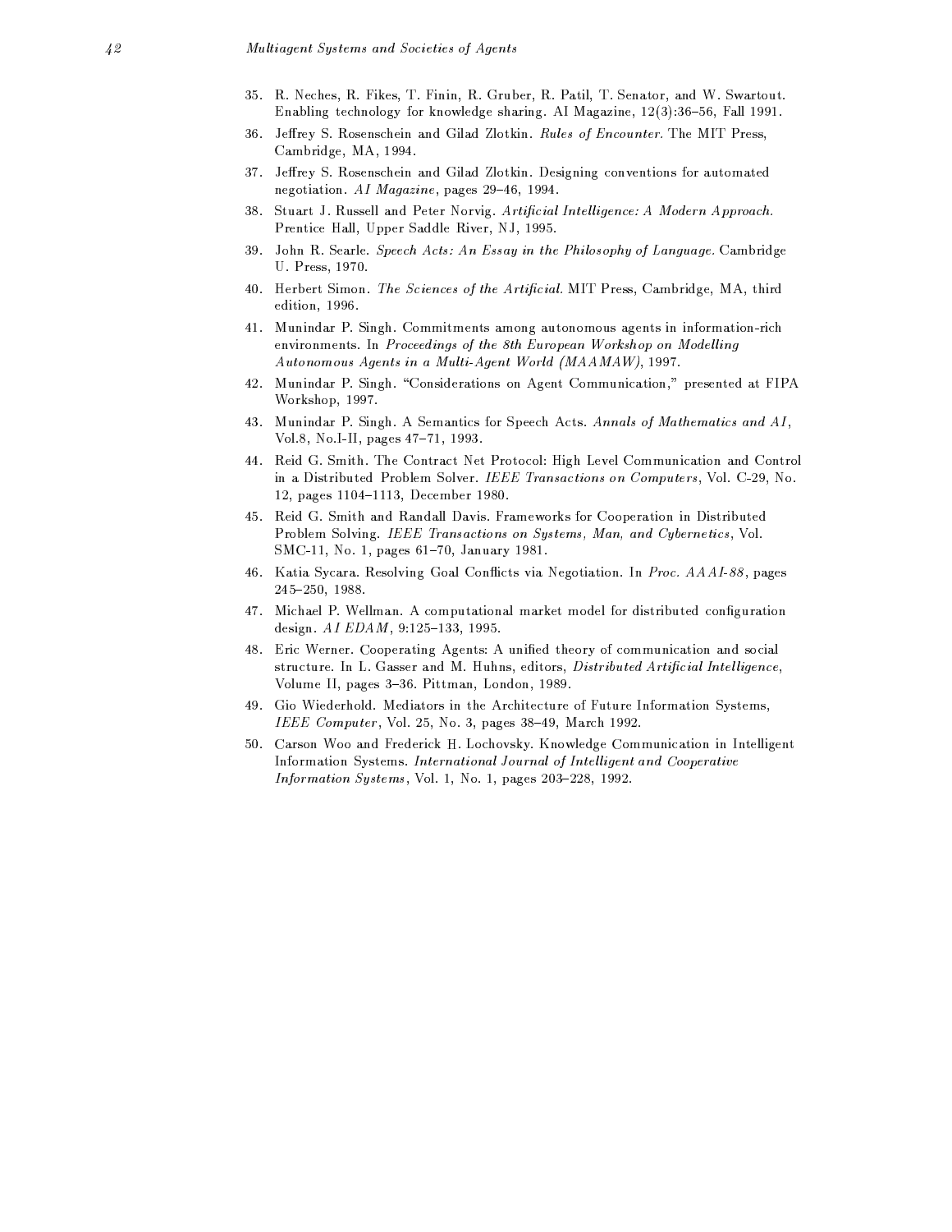35. R. Neches, R. Fikes, T. Finin, R. Gruber, R. Patil, T. Senator, and W. Swartout. Enabling technology for knowledge sharing. AI Magazine, 12(3):36–56, Fall 1991.
36. Jeffrey S. Rosenschein and Gilad Zlotkin. *Rules of Encounter.* The MIT Press, Cambridge, MA, 1994.
37. Jeffrey S. Rosenschein and Gilad Zlotkin. Designing conventions for automated negotiation. *AI Magazine*, pages 29–46, 1994.
38. Stuart J. Russell and Peter Norvig. *Artificial Intelligence: A Modern Approach.* Prentice Hall, Upper Saddle River, NJ, 1995.
39. John R. Searle. *Speech Acts: An Essay in the Philosophy of Language.* Cambridge U. Press, 1970.
40. Herbert Simon. *The Sciences of the Artificial.* MIT Press, Cambridge, MA, third edition, 1996.
41. Munindar P. Singh. Commitments among autonomous agents in information-rich environments. In *Proceedings of the 8th European Workshop on Modelling Autonomous Agents in a Multi-Agent World (MAAMAW)*, 1997.
42. Munindar P. Singh. "Considerations on Agent Communication," presented at FIPA Workshop, 1997.
43. Munindar P. Singh. A Semantics for Speech Acts. *Annals of Mathematics and AI*, Vol.8, No.I-II, pages 47–71, 1993.
44. Reid G. Smith. The Contract Net Protocol: High Level Communication and Control in a Distributed Problem Solver. *IEEE Transactions on Computers*, Vol. C-29, No. 12, pages 1104–1113, December 1980.
45. Reid G. Smith and Randall Davis. Frameworks for Cooperation in Distributed Problem Solving. *IEEE Transactions on Systems, Man, and Cybernetics*, Vol. SMC-11, No. 1, pages 61–70, January 1981.
46. Katia Sycara. Resolving Goal Conflicts via Negotiation. In *Proc. AAAI-88*, pages 245–250, 1988.
47. Michael P. Wellman. A computational market model for distributed configuration design. *AI EDAM*, 9:125–133, 1995.
48. Eric Werner. Cooperating Agents: A unified theory of communication and social structure. In L. Gasser and M. Huhns, editors, *Distributed Artificial Intelligence*, Volume II, pages 3–36. Pittman, London, 1989.
49. Gio Wiederhold. Mediators in the Architecture of Future Information Systems, *IEEE Computer*, Vol. 25, No. 3, pages 38–49, March 1992.
50. Carson Woo and Frederick H. Lochovsky. Knowledge Communication in Intelligent Information Systems. *International Journal of Intelligent and Cooperative Information Systems*, Vol. 1, No. 1, pages 203–228, 1992.